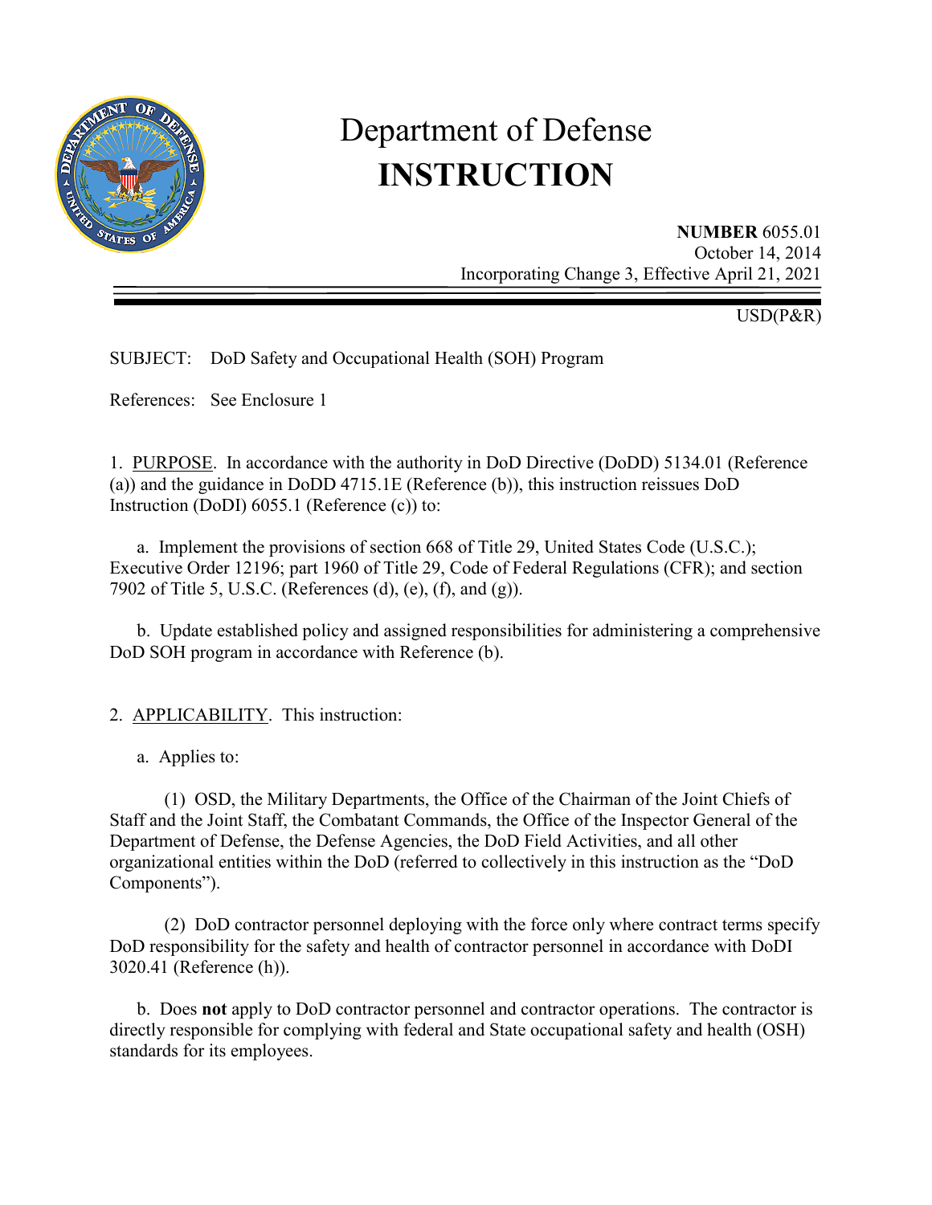# Department of Defense INSTRUCTION

**NUMBER** 6055.01
October 14, 2014
Incorporating Change 3, Effective April 21, 2021

USD(P&R)

SUBJECT: DoD Safety and Occupational Health (SOH) Program

References: See Enclosure 1

1. PURPOSE. In accordance with the authority in DoD Directive (DoDD) 5134.01 (Reference (a)) and the guidance in DoDD 4715.1E (Reference (b)), this instruction reissues DoD Instruction (DoDI) 6055.1 (Reference (c)) to:

   a. Implement the provisions of section 668 of Title 29, United States Code (U.S.C.); Executive Order 12196; part 1960 of Title 29, Code of Federal Regulations (CFR); and section 7902 of Title 5, U.S.C. (References (d), (e), (f), and (g)).

   b. Update established policy and assigned responsibilities for administering a comprehensive DoD SOH program in accordance with Reference (b).

2. APPLICABILITY. This instruction:

   a. Applies to:

      (1) OSD, the Military Departments, the Office of the Chairman of the Joint Chiefs of Staff and the Joint Staff, the Combatant Commands, the Office of the Inspector General of the Department of Defense, the Defense Agencies, the DoD Field Activities, and all other organizational entities within the DoD (referred to collectively in this instruction as the "DoD Components").

      (2) DoD contractor personnel deploying with the force only where contract terms specify DoD responsibility for the safety and health of contractor personnel in accordance with DoDI 3020.41 (Reference (h)).

   b. Does **not** apply to DoD contractor personnel and contractor operations. The contractor is directly responsible for complying with federal and State occupational safety and health (OSH) standards for its employees.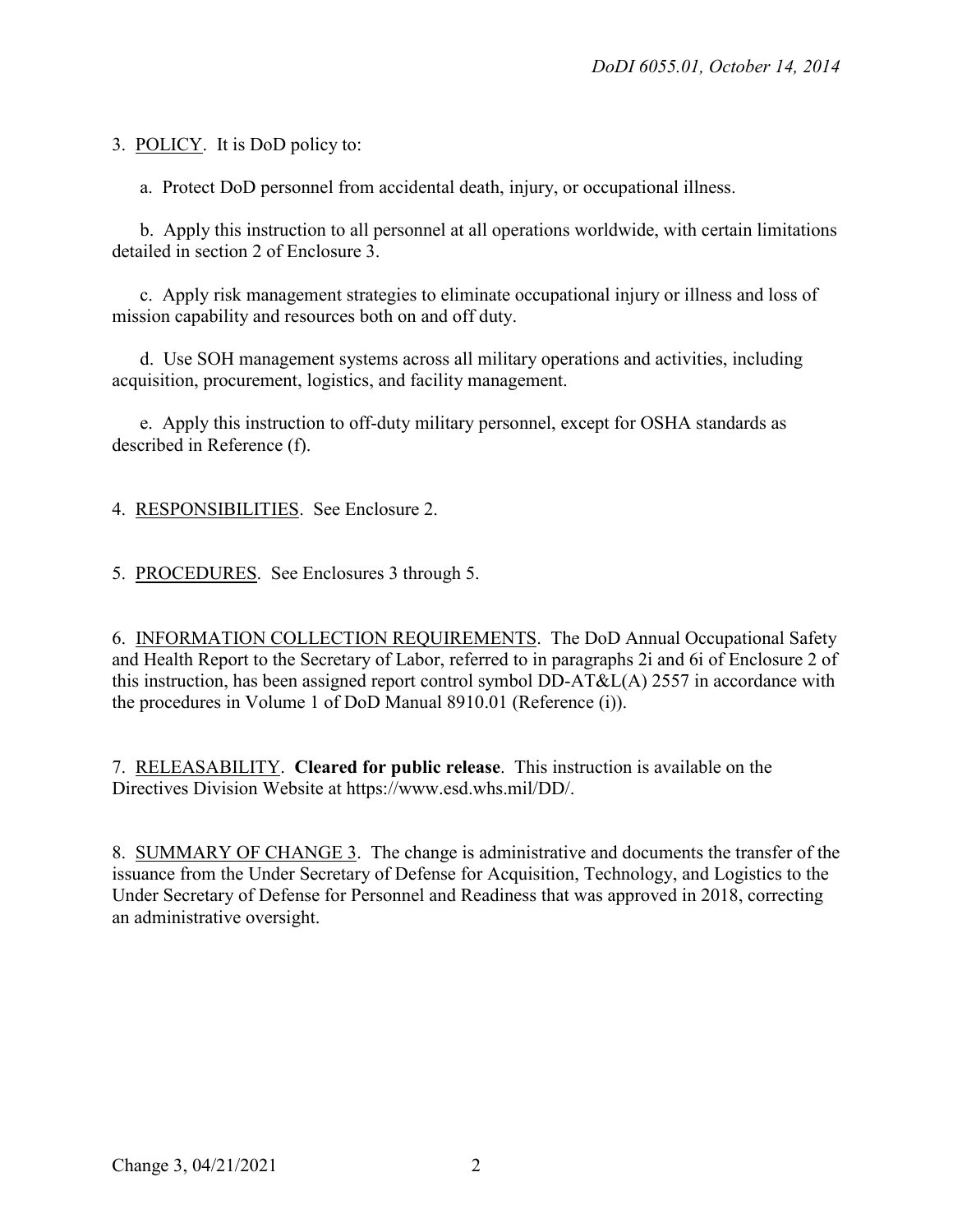3. POLICY. It is DoD policy to:

a. Protect DoD personnel from accidental death, injury, or occupational illness.

b. Apply this instruction to all personnel at all operations worldwide, with certain limitations detailed in section 2 of Enclosure 3.

c. Apply risk management strategies to eliminate occupational injury or illness and loss of mission capability and resources both on and off duty.

d. Use SOH management systems across all military operations and activities, including acquisition, procurement, logistics, and facility management.

e. Apply this instruction to off-duty military personnel, except for OSHA standards as described in Reference (f).

4. RESPONSIBILITIES. See Enclosure 2.

5. PROCEDURES. See Enclosures 3 through 5.

6. INFORMATION COLLECTION REQUIREMENTS. The DoD Annual Occupational Safety and Health Report to the Secretary of Labor, referred to in paragraphs 2i and 6i of Enclosure 2 of this instruction, has been assigned report control symbol DD-AT&L(A) 2557 in accordance with the procedures in Volume 1 of DoD Manual 8910.01 (Reference (i)).

7. RELEASABILITY. **Cleared for public release**. This instruction is available on the Directives Division Website at https://www.esd.whs.mil/DD/.

8. SUMMARY OF CHANGE 3. The change is administrative and documents the transfer of the issuance from the Under Secretary of Defense for Acquisition, Technology, and Logistics to the Under Secretary of Defense for Personnel and Readiness that was approved in 2018, correcting an administrative oversight.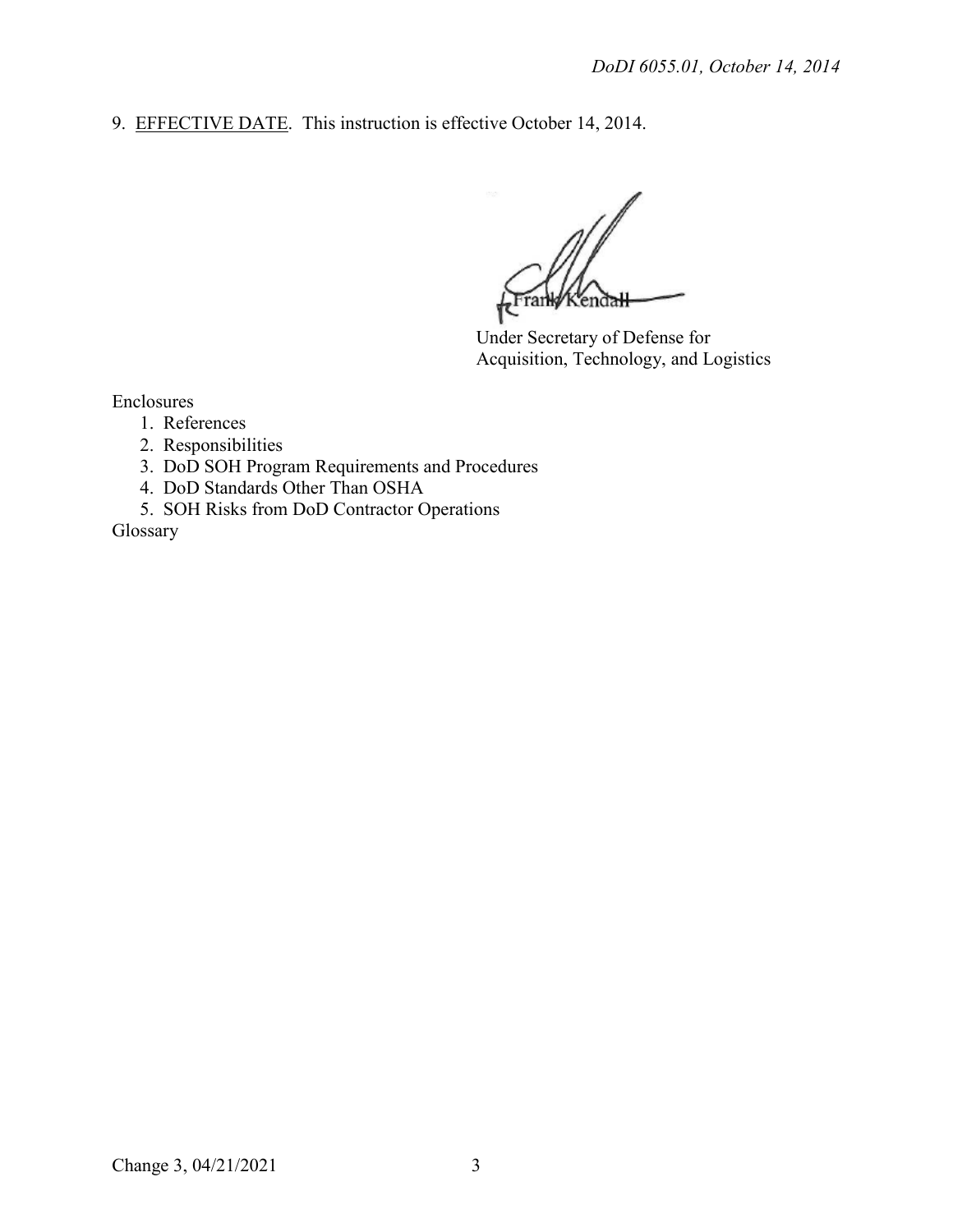9. EFFECTIVE DATE. This instruction is effective October 14, 2014.

Frank Kendall
Under Secretary of Defense for
Acquisition, Technology, and Logistics

Enclosures
1. References
2. Responsibilities
3. DoD SOH Program Requirements and Procedures
4. DoD Standards Other Than OSHA
5. SOH Risks from DoD Contractor Operations

Glossary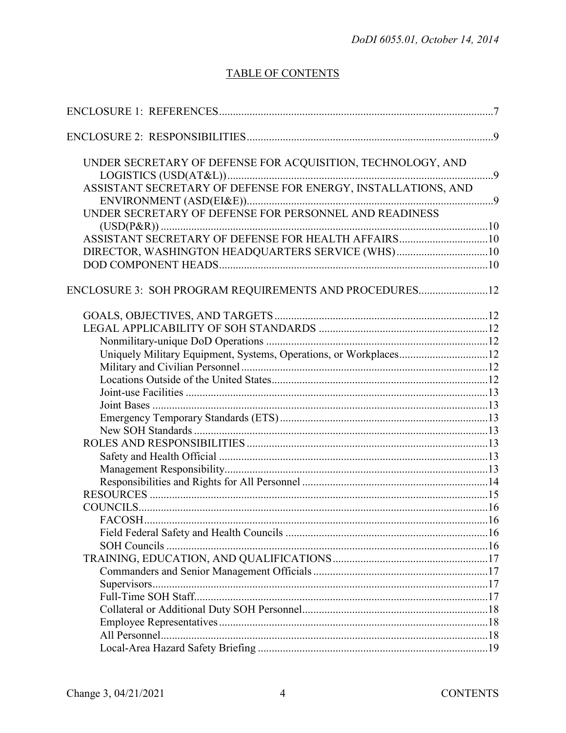## TABLE OF CONTENTS

ENCLOSURE 1: REFERENCES ... 7

ENCLOSURE 2: RESPONSIBILITIES ... 9

- UNDER SECRETARY OF DEFENSE FOR ACQUISITION, TECHNOLOGY, AND LOGISTICS (USD(AT&L)) ... 9
- ASSISTANT SECRETARY OF DEFENSE FOR ENERGY, INSTALLATIONS, AND ENVIRONMENT (ASD(EI&E)) ... 9
- UNDER SECRETARY OF DEFENSE FOR PERSONNEL AND READINESS (USD(P&R)) ... 10
- ASSISTANT SECRETARY OF DEFENSE FOR HEALTH AFFAIRS ... 10
- DIRECTOR, WASHINGTON HEADQUARTERS SERVICE (WHS) ... 10
- DOD COMPONENT HEADS ... 10

ENCLOSURE 3: SOH PROGRAM REQUIREMENTS AND PROCEDURES ... 12

- GOALS, OBJECTIVES, AND TARGETS ... 12
- LEGAL APPLICABILITY OF SOH STANDARDS ... 12
  - Nonmilitary-unique DoD Operations ... 12
  - Uniquely Military Equipment, Systems, Operations, or Workplaces ... 12
  - Military and Civilian Personnel ... 12
  - Locations Outside of the United States ... 12
  - Joint-use Facilities ... 13
  - Joint Bases ... 13
  - Emergency Temporary Standards (ETS) ... 13
  - New SOH Standards ... 13
- ROLES AND RESPONSIBILITIES ... 13
  - Safety and Health Official ... 13
  - Management Responsibility ... 13
  - Responsibilities and Rights for All Personnel ... 14
- RESOURCES ... 15
- COUNCILS ... 16
  - FACOSH ... 16
  - Field Federal Safety and Health Councils ... 16
  - SOH Councils ... 16
- TRAINING, EDUCATION, AND QUALIFICATIONS ... 17
  - Commanders and Senior Management Officials ... 17
  - Supervisors ... 17
  - Full-Time SOH Staff ... 17
  - Collateral or Additional Duty SOH Personnel ... 18
  - Employee Representatives ... 18
  - All Personnel ... 18
  - Local-Area Hazard Safety Briefing ... 19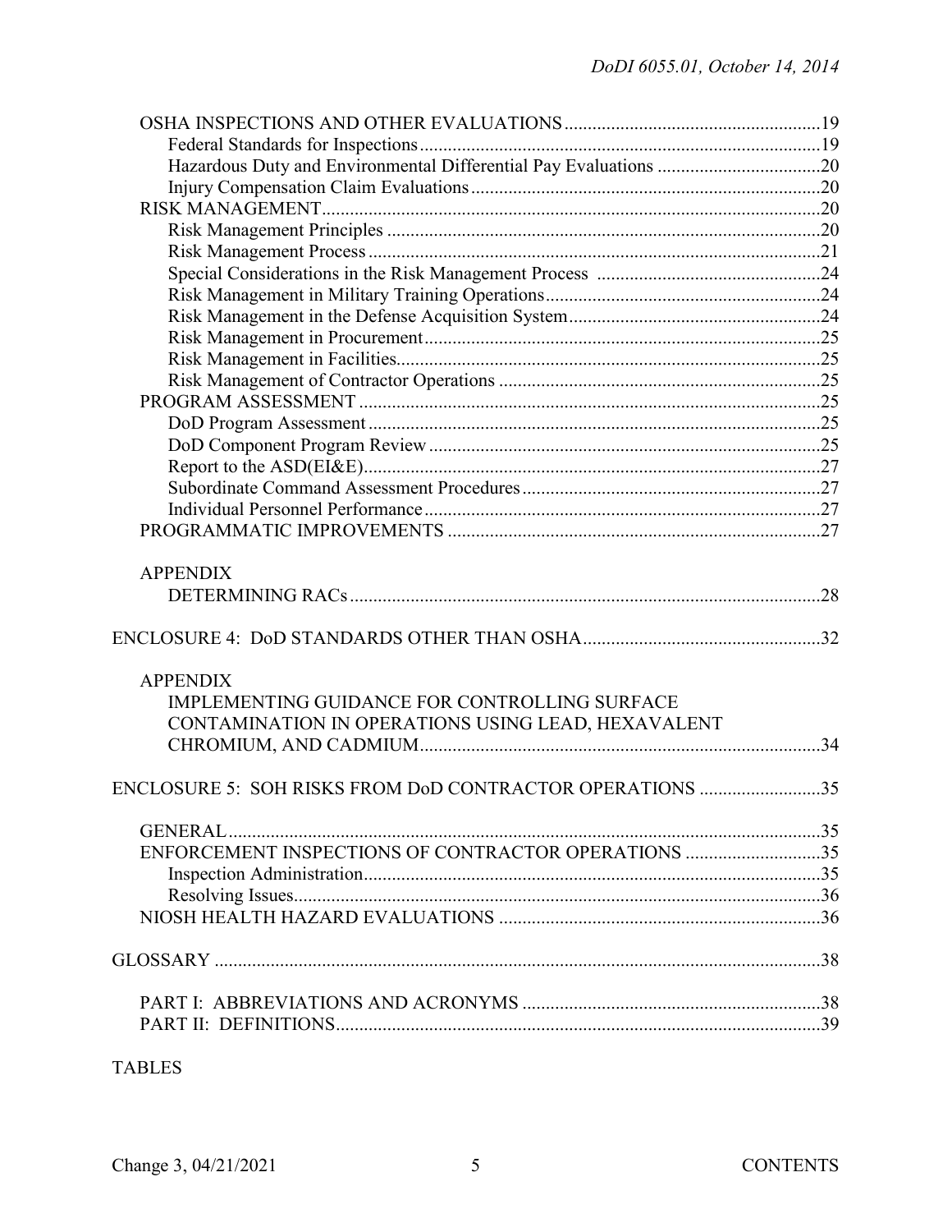OSHA INSPECTIONS AND OTHER EVALUATIONS......................................................19
  Federal Standards for Inspections......................................................................19
  Hazardous Duty and Environmental Differential Pay Evaluations ...................................20
  Injury Compensation Claim Evaluations...........................................................20
RISK MANAGEMENT..........................................................................................20
  Risk Management Principles .............................................................................20
  Risk Management Process .................................................................................21
  Special Considerations in the Risk Management Process ................................................24
  Risk Management in Military Training Operations...........................................................24
  Risk Management in the Defense Acquisition System......................................................24
  Risk Management in Procurement.....................................................................25
  Risk Management in Facilities...........................................................................25
  Risk Management of Contractor Operations .....................................................25
PROGRAM ASSESSMENT ...................................................................................25
  DoD Program Assessment .................................................................................25
  DoD Component Program Review ....................................................................25
  Report to the ASD(EI&E)...................................................................................27
  Subordinate Command Assessment Procedures................................................27
  Individual Personnel Performance .....................................................................27
PROGRAMMATIC IMPROVEMENTS ................................................................27

APPENDIX
  DETERMINING RACs.....................................................................................28

ENCLOSURE 4: DoD STANDARDS OTHER THAN OSHA...................................................32

APPENDIX
  IMPLEMENTING GUIDANCE FOR CONTROLLING SURFACE CONTAMINATION IN OPERATIONS USING LEAD, HEXAVALENT CHROMIUM, AND CADMIUM......................................................................34

ENCLOSURE 5: SOH RISKS FROM DoD CONTRACTOR OPERATIONS ..........................35

GENERAL...............................................................................................................35
ENFORCEMENT INSPECTIONS OF CONTRACTOR OPERATIONS .............................35
  Inspection Administration.................................................................................35
  Resolving Issues.................................................................................................36
NIOSH HEALTH HAZARD EVALUATIONS .....................................................36

GLOSSARY ..................................................................................................................38

PART I: ABBREVIATIONS AND ACRONYMS ................................................................38
PART II: DEFINITIONS........................................................................................39

TABLES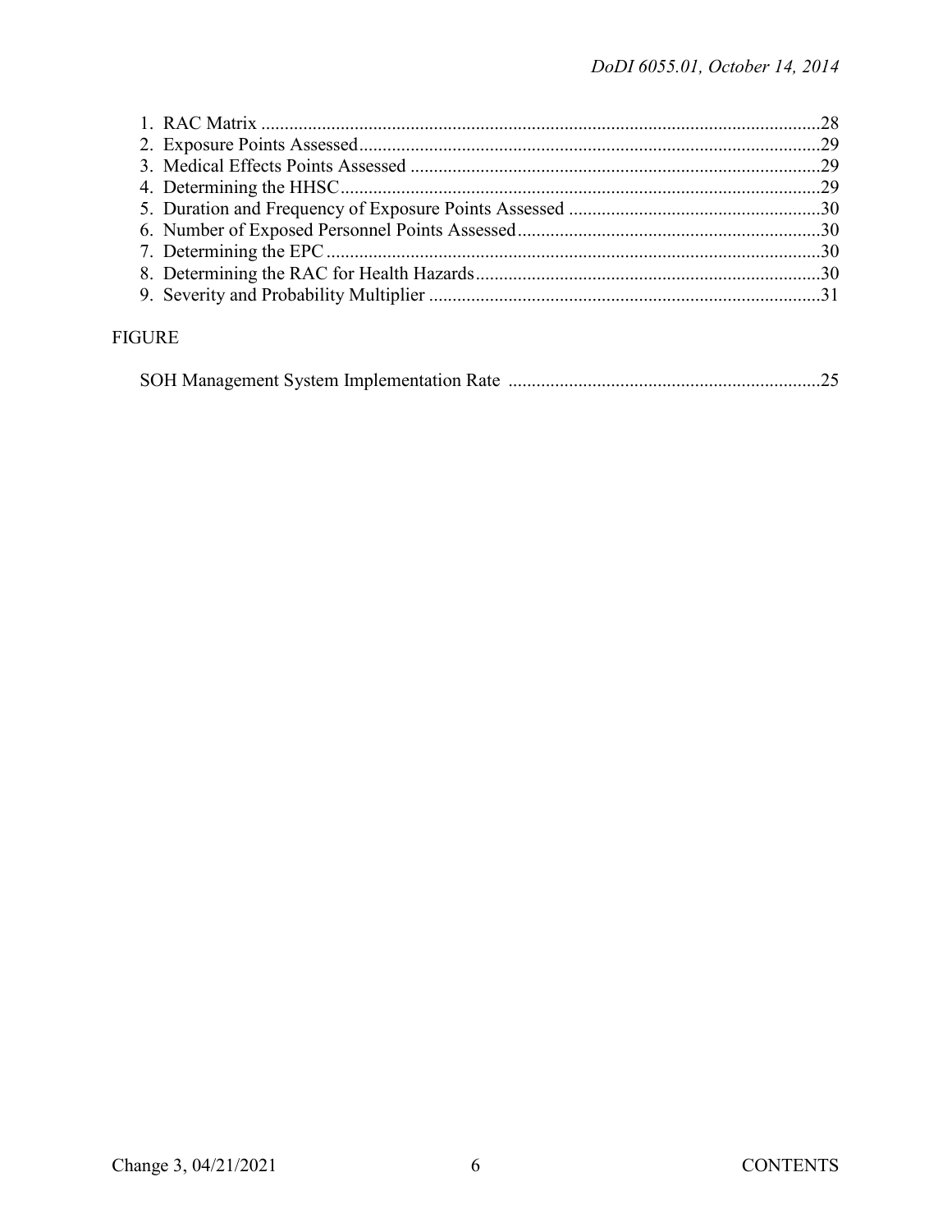1. RAC Matrix ....................................................................................................................28
2. Exposure Points Assessed.................................................................................................29
3. Medical Effects Points Assessed .......................................................................................29
4. Determining the HHSC.....................................................................................................29
5. Duration and Frequency of Exposure Points Assessed .....................................................30
6. Number of Exposed Personnel Points Assessed................................................................30
7. Determining the EPC........................................................................................................30
8. Determining the RAC for Health Hazards.........................................................................30
9. Severity and Probability Multiplier ..................................................................................31

FIGURE

SOH Management System Implementation Rate .................................................................25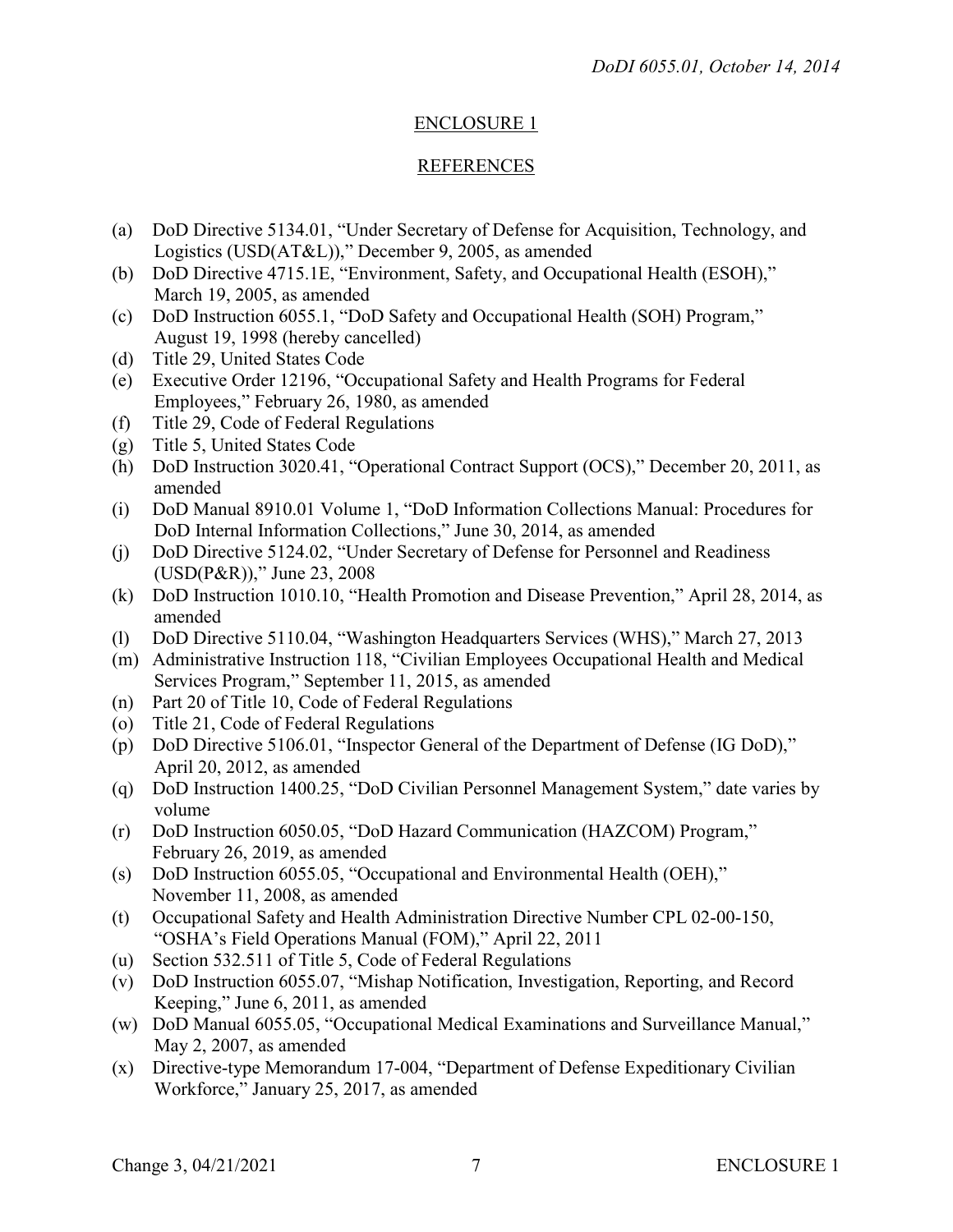## ENCLOSURE 1

## REFERENCES

(a) DoD Directive 5134.01, "Under Secretary of Defense for Acquisition, Technology, and Logistics (USD(AT&L))," December 9, 2005, as amended
(b) DoD Directive 4715.1E, "Environment, Safety, and Occupational Health (ESOH)," March 19, 2005, as amended
(c) DoD Instruction 6055.1, "DoD Safety and Occupational Health (SOH) Program," August 19, 1998 (hereby cancelled)
(d) Title 29, United States Code
(e) Executive Order 12196, "Occupational Safety and Health Programs for Federal Employees," February 26, 1980, as amended
(f) Title 29, Code of Federal Regulations
(g) Title 5, United States Code
(h) DoD Instruction 3020.41, "Operational Contract Support (OCS)," December 20, 2011, as amended
(i) DoD Manual 8910.01 Volume 1, "DoD Information Collections Manual: Procedures for DoD Internal Information Collections," June 30, 2014, as amended
(j) DoD Directive 5124.02, "Under Secretary of Defense for Personnel and Readiness (USD(P&R))," June 23, 2008
(k) DoD Instruction 1010.10, "Health Promotion and Disease Prevention," April 28, 2014, as amended
(l) DoD Directive 5110.04, "Washington Headquarters Services (WHS)," March 27, 2013
(m) Administrative Instruction 118, "Civilian Employees Occupational Health and Medical Services Program," September 11, 2015, as amended
(n) Part 20 of Title 10, Code of Federal Regulations
(o) Title 21, Code of Federal Regulations
(p) DoD Directive 5106.01, "Inspector General of the Department of Defense (IG DoD)," April 20, 2012, as amended
(q) DoD Instruction 1400.25, "DoD Civilian Personnel Management System," date varies by volume
(r) DoD Instruction 6050.05, "DoD Hazard Communication (HAZCOM) Program," February 26, 2019, as amended
(s) DoD Instruction 6055.05, "Occupational and Environmental Health (OEH)," November 11, 2008, as amended
(t) Occupational Safety and Health Administration Directive Number CPL 02-00-150, "OSHA's Field Operations Manual (FOM)," April 22, 2011
(u) Section 532.511 of Title 5, Code of Federal Regulations
(v) DoD Instruction 6055.07, "Mishap Notification, Investigation, Reporting, and Record Keeping," June 6, 2011, as amended
(w) DoD Manual 6055.05, "Occupational Medical Examinations and Surveillance Manual," May 2, 2007, as amended
(x) Directive-type Memorandum 17-004, "Department of Defense Expeditionary Civilian Workforce," January 25, 2017, as amended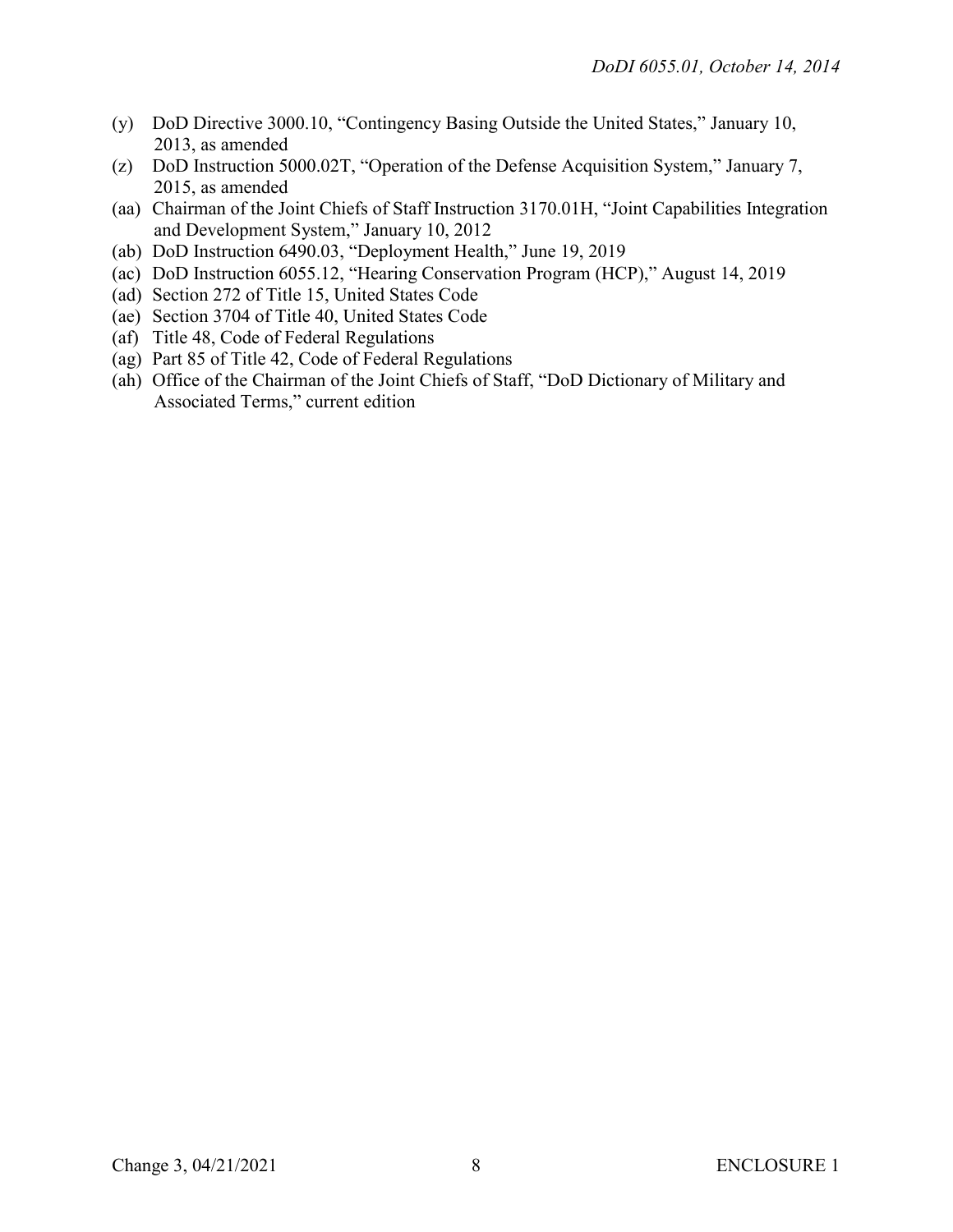(y) DoD Directive 3000.10, "Contingency Basing Outside the United States," January 10, 2013, as amended
(z) DoD Instruction 5000.02T, "Operation of the Defense Acquisition System," January 7, 2015, as amended
(aa) Chairman of the Joint Chiefs of Staff Instruction 3170.01H, "Joint Capabilities Integration and Development System," January 10, 2012
(ab) DoD Instruction 6490.03, "Deployment Health," June 19, 2019
(ac) DoD Instruction 6055.12, "Hearing Conservation Program (HCP)," August 14, 2019
(ad) Section 272 of Title 15, United States Code
(ae) Section 3704 of Title 40, United States Code
(af) Title 48, Code of Federal Regulations
(ag) Part 85 of Title 42, Code of Federal Regulations
(ah) Office of the Chairman of the Joint Chiefs of Staff, "DoD Dictionary of Military and Associated Terms," current edition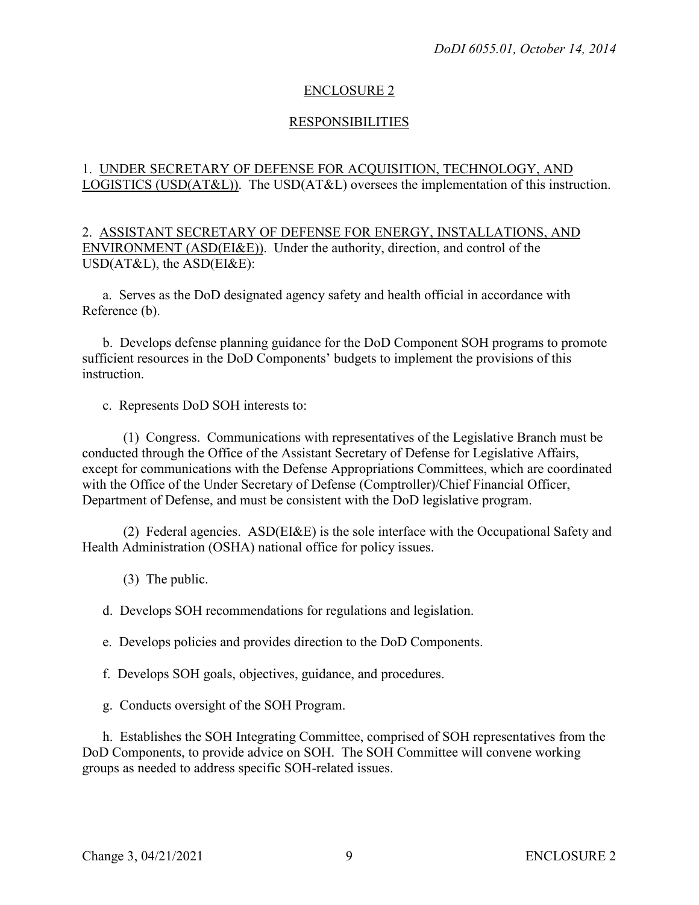## ENCLOSURE 2

## RESPONSIBILITIES

1. UNDER SECRETARY OF DEFENSE FOR ACQUISITION, TECHNOLOGY, AND LOGISTICS (USD(AT&L)). The USD(AT&L) oversees the implementation of this instruction.

2. ASSISTANT SECRETARY OF DEFENSE FOR ENERGY, INSTALLATIONS, AND ENVIRONMENT (ASD(EI&E)). Under the authority, direction, and control of the USD(AT&L), the ASD(EI&E):

a. Serves as the DoD designated agency safety and health official in accordance with Reference (b).

b. Develops defense planning guidance for the DoD Component SOH programs to promote sufficient resources in the DoD Components' budgets to implement the provisions of this instruction.

c. Represents DoD SOH interests to:

(1) Congress. Communications with representatives of the Legislative Branch must be conducted through the Office of the Assistant Secretary of Defense for Legislative Affairs, except for communications with the Defense Appropriations Committees, which are coordinated with the Office of the Under Secretary of Defense (Comptroller)/Chief Financial Officer, Department of Defense, and must be consistent with the DoD legislative program.

(2) Federal agencies. ASD(EI&E) is the sole interface with the Occupational Safety and Health Administration (OSHA) national office for policy issues.

(3) The public.

d. Develops SOH recommendations for regulations and legislation.

e. Develops policies and provides direction to the DoD Components.

f. Develops SOH goals, objectives, guidance, and procedures.

g. Conducts oversight of the SOH Program.

h. Establishes the SOH Integrating Committee, comprised of SOH representatives from the DoD Components, to provide advice on SOH. The SOH Committee will convene working groups as needed to address specific SOH-related issues.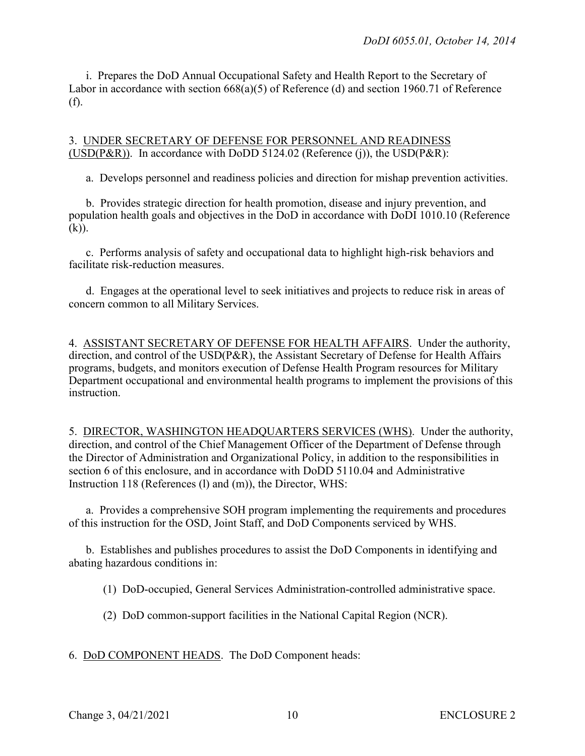i. Prepares the DoD Annual Occupational Safety and Health Report to the Secretary of Labor in accordance with section 668(a)(5) of Reference (d) and section 1960.71 of Reference (f).

3. UNDER SECRETARY OF DEFENSE FOR PERSONNEL AND READINESS (USD(P&R)). In accordance with DoDD 5124.02 (Reference (j)), the USD(P&R):

a. Develops personnel and readiness policies and direction for mishap prevention activities.

b. Provides strategic direction for health promotion, disease and injury prevention, and population health goals and objectives in the DoD in accordance with DoDI 1010.10 (Reference (k)).

c. Performs analysis of safety and occupational data to highlight high-risk behaviors and facilitate risk-reduction measures.

d. Engages at the operational level to seek initiatives and projects to reduce risk in areas of concern common to all Military Services.

4. ASSISTANT SECRETARY OF DEFENSE FOR HEALTH AFFAIRS. Under the authority, direction, and control of the USD(P&R), the Assistant Secretary of Defense for Health Affairs programs, budgets, and monitors execution of Defense Health Program resources for Military Department occupational and environmental health programs to implement the provisions of this instruction.

5. DIRECTOR, WASHINGTON HEADQUARTERS SERVICES (WHS). Under the authority, direction, and control of the Chief Management Officer of the Department of Defense through the Director of Administration and Organizational Policy, in addition to the responsibilities in section 6 of this enclosure, and in accordance with DoDD 5110.04 and Administrative Instruction 118 (References (l) and (m)), the Director, WHS:

a. Provides a comprehensive SOH program implementing the requirements and procedures of this instruction for the OSD, Joint Staff, and DoD Components serviced by WHS.

b. Establishes and publishes procedures to assist the DoD Components in identifying and abating hazardous conditions in:

(1) DoD-occupied, General Services Administration-controlled administrative space.

(2) DoD common-support facilities in the National Capital Region (NCR).

6. DoD COMPONENT HEADS. The DoD Component heads: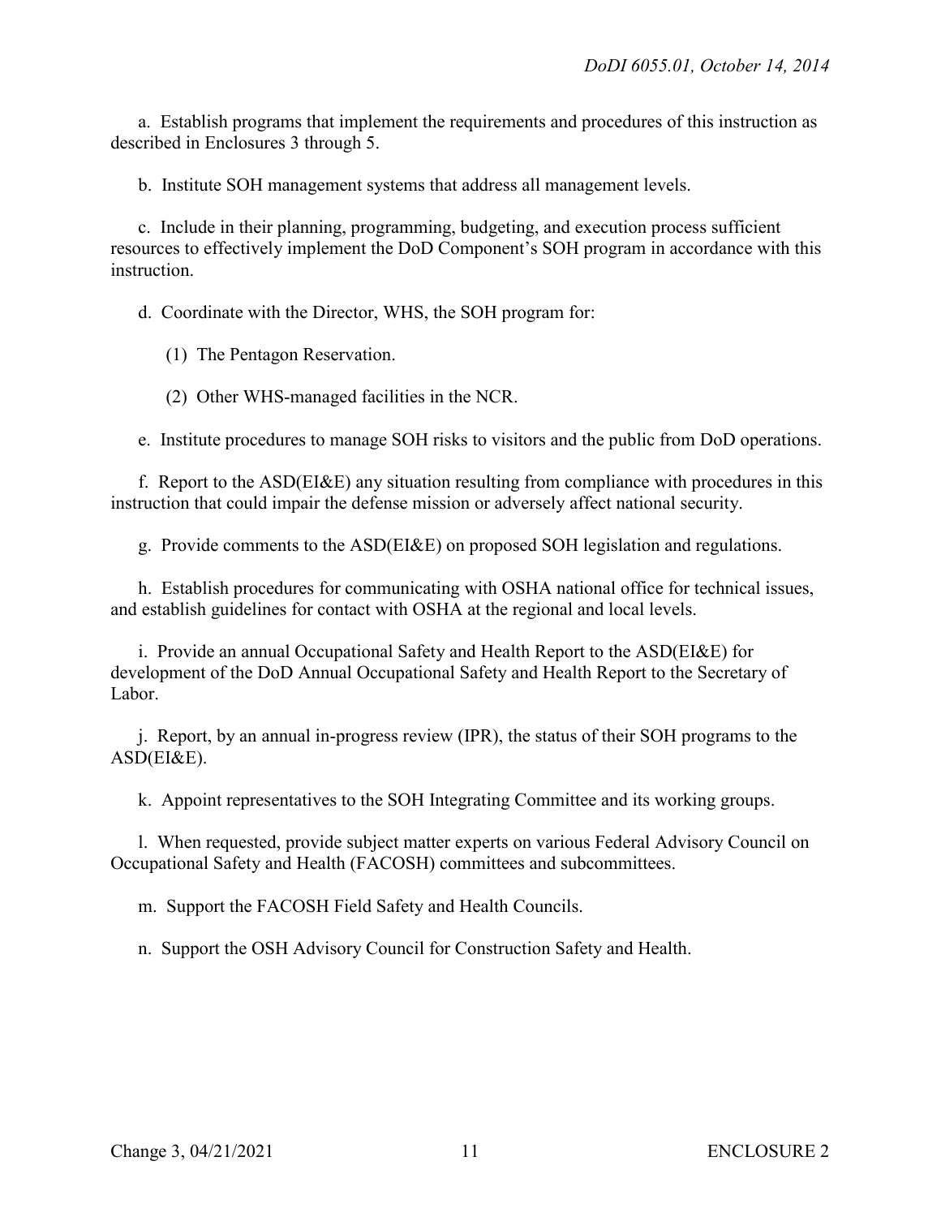a. Establish programs that implement the requirements and procedures of this instruction as described in Enclosures 3 through 5.

b. Institute SOH management systems that address all management levels.

c. Include in their planning, programming, budgeting, and execution process sufficient resources to effectively implement the DoD Component's SOH program in accordance with this instruction.

d. Coordinate with the Director, WHS, the SOH program for:

(1) The Pentagon Reservation.

(2) Other WHS-managed facilities in the NCR.

e. Institute procedures to manage SOH risks to visitors and the public from DoD operations.

f. Report to the ASD(EI&E) any situation resulting from compliance with procedures in this instruction that could impair the defense mission or adversely affect national security.

g. Provide comments to the ASD(EI&E) on proposed SOH legislation and regulations.

h. Establish procedures for communicating with OSHA national office for technical issues, and establish guidelines for contact with OSHA at the regional and local levels.

i. Provide an annual Occupational Safety and Health Report to the ASD(EI&E) for development of the DoD Annual Occupational Safety and Health Report to the Secretary of Labor.

j. Report, by an annual in-progress review (IPR), the status of their SOH programs to the ASD(EI&E).

k. Appoint representatives to the SOH Integrating Committee and its working groups.

l. When requested, provide subject matter experts on various Federal Advisory Council on Occupational Safety and Health (FACOSH) committees and subcommittees.

m. Support the FACOSH Field Safety and Health Councils.

n. Support the OSH Advisory Council for Construction Safety and Health.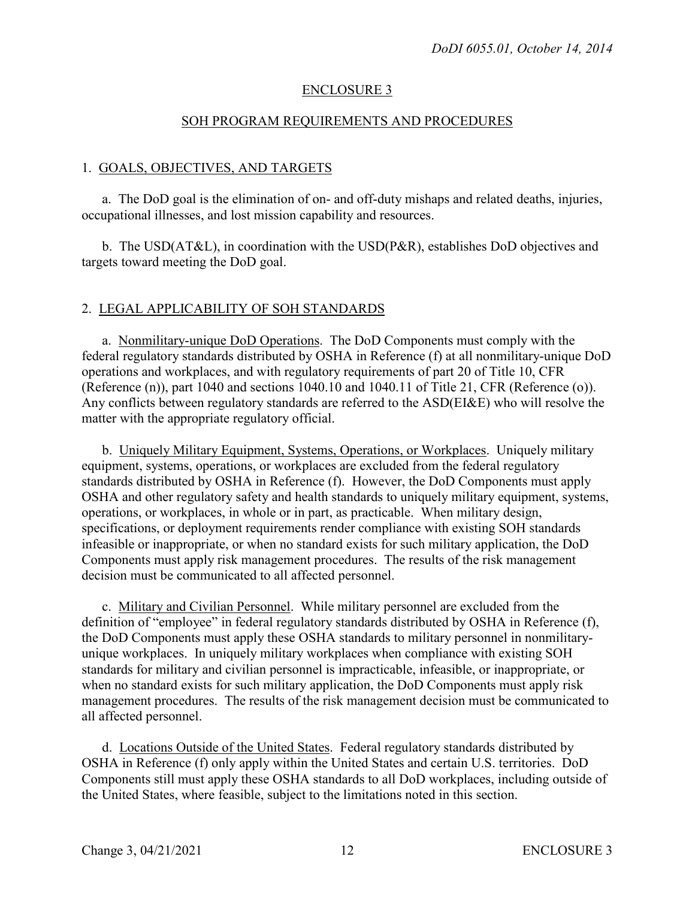# ENCLOSURE 3

## SOH PROGRAM REQUIREMENTS AND PROCEDURES

### 1. GOALS, OBJECTIVES, AND TARGETS

a. The DoD goal is the elimination of on- and off-duty mishaps and related deaths, injuries, occupational illnesses, and lost mission capability and resources.

b. The USD(AT&L), in coordination with the USD(P&R), establishes DoD objectives and targets toward meeting the DoD goal.

### 2. LEGAL APPLICABILITY OF SOH STANDARDS

a. Nonmilitary-unique DoD Operations. The DoD Components must comply with the federal regulatory standards distributed by OSHA in Reference (f) at all nonmilitary-unique DoD operations and workplaces, and with regulatory requirements of part 20 of Title 10, CFR (Reference (n)), part 1040 and sections 1040.10 and 1040.11 of Title 21, CFR (Reference (o)). Any conflicts between regulatory standards are referred to the ASD(EI&E) who will resolve the matter with the appropriate regulatory official.

b. Uniquely Military Equipment, Systems, Operations, or Workplaces. Uniquely military equipment, systems, operations, or workplaces are excluded from the federal regulatory standards distributed by OSHA in Reference (f). However, the DoD Components must apply OSHA and other regulatory safety and health standards to uniquely military equipment, systems, operations, or workplaces, in whole or in part, as practicable. When military design, specifications, or deployment requirements render compliance with existing SOH standards infeasible or inappropriate, or when no standard exists for such military application, the DoD Components must apply risk management procedures. The results of the risk management decision must be communicated to all affected personnel.

c. Military and Civilian Personnel. While military personnel are excluded from the definition of "employee" in federal regulatory standards distributed by OSHA in Reference (f), the DoD Components must apply these OSHA standards to military personnel in nonmilitary-unique workplaces. In uniquely military workplaces when compliance with existing SOH standards for military and civilian personnel is impracticable, infeasible, or inappropriate, or when no standard exists for such military application, the DoD Components must apply risk management procedures. The results of the risk management decision must be communicated to all affected personnel.

d. Locations Outside of the United States. Federal regulatory standards distributed by OSHA in Reference (f) only apply within the United States and certain U.S. territories. DoD Components still must apply these OSHA standards to all DoD workplaces, including outside of the United States, where feasible, subject to the limitations noted in this section.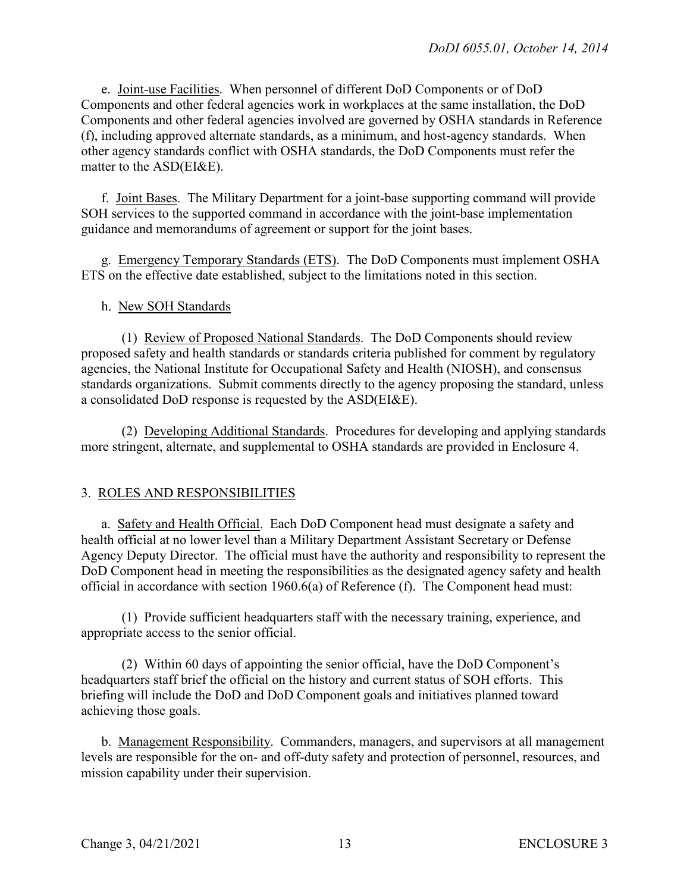e. Joint-use Facilities. When personnel of different DoD Components or of DoD Components and other federal agencies work in workplaces at the same installation, the DoD Components and other federal agencies involved are governed by OSHA standards in Reference (f), including approved alternate standards, as a minimum, and host-agency standards. When other agency standards conflict with OSHA standards, the DoD Components must refer the matter to the ASD(EI&E).

f. Joint Bases. The Military Department for a joint-base supporting command will provide SOH services to the supported command in accordance with the joint-base implementation guidance and memorandums of agreement or support for the joint bases.

g. Emergency Temporary Standards (ETS). The DoD Components must implement OSHA ETS on the effective date established, subject to the limitations noted in this section.

h. New SOH Standards

(1) Review of Proposed National Standards. The DoD Components should review proposed safety and health standards or standards criteria published for comment by regulatory agencies, the National Institute for Occupational Safety and Health (NIOSH), and consensus standards organizations. Submit comments directly to the agency proposing the standard, unless a consolidated DoD response is requested by the ASD(EI&E).

(2) Developing Additional Standards. Procedures for developing and applying standards more stringent, alternate, and supplemental to OSHA standards are provided in Enclosure 4.

## 3. ROLES AND RESPONSIBILITIES

a. Safety and Health Official. Each DoD Component head must designate a safety and health official at no lower level than a Military Department Assistant Secretary or Defense Agency Deputy Director. The official must have the authority and responsibility to represent the DoD Component head in meeting the responsibilities as the designated agency safety and health official in accordance with section 1960.6(a) of Reference (f). The Component head must:

(1) Provide sufficient headquarters staff with the necessary training, experience, and appropriate access to the senior official.

(2) Within 60 days of appointing the senior official, have the DoD Component's headquarters staff brief the official on the history and current status of SOH efforts. This briefing will include the DoD and DoD Component goals and initiatives planned toward achieving those goals.

b. Management Responsibility. Commanders, managers, and supervisors at all management levels are responsible for the on- and off-duty safety and protection of personnel, resources, and mission capability under their supervision.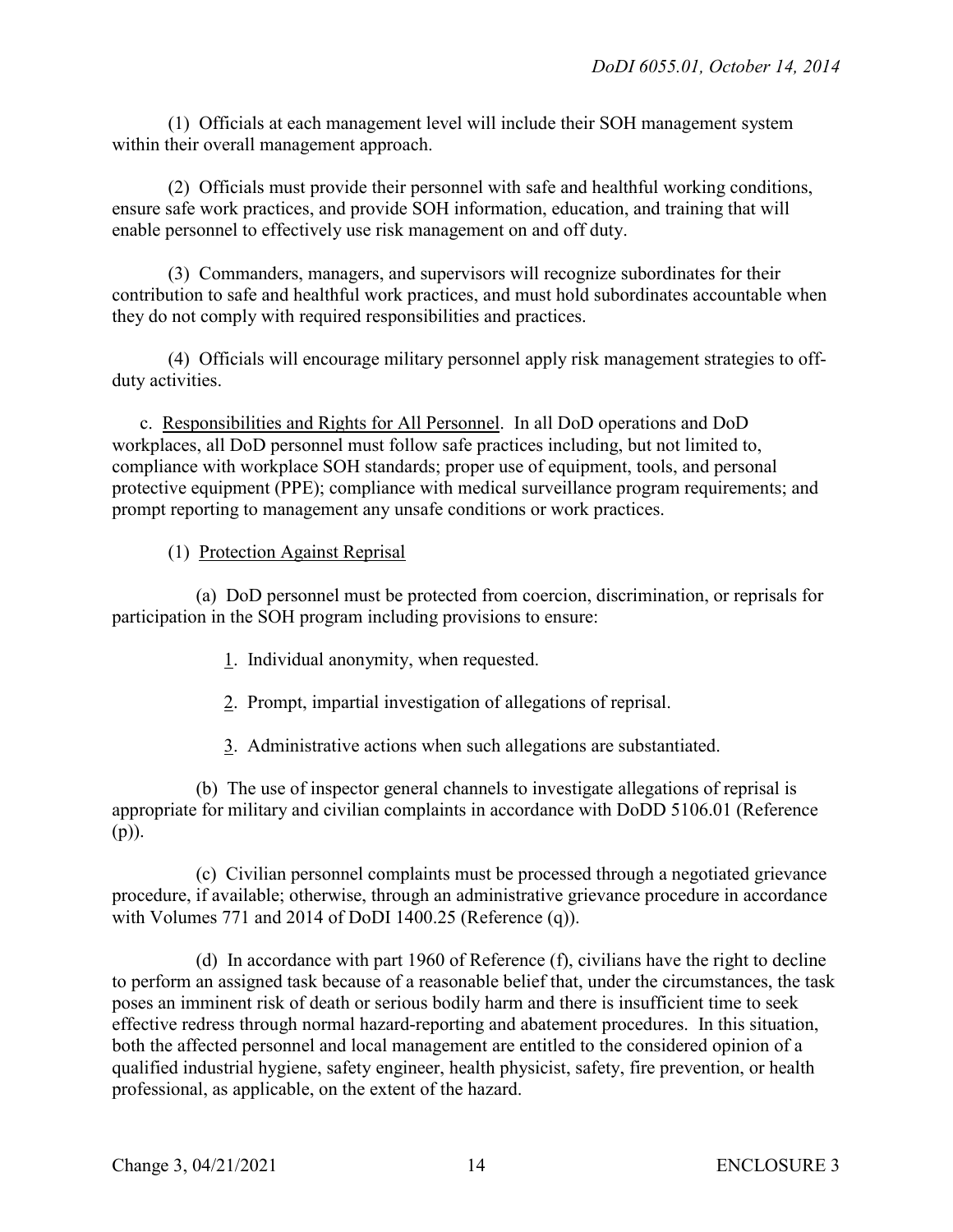(1) Officials at each management level will include their SOH management system within their overall management approach.

(2) Officials must provide their personnel with safe and healthful working conditions, ensure safe work practices, and provide SOH information, education, and training that will enable personnel to effectively use risk management on and off duty.

(3) Commanders, managers, and supervisors will recognize subordinates for their contribution to safe and healthful work practices, and must hold subordinates accountable when they do not comply with required responsibilities and practices.

(4) Officials will encourage military personnel apply risk management strategies to off-duty activities.

c. Responsibilities and Rights for All Personnel. In all DoD operations and DoD workplaces, all DoD personnel must follow safe practices including, but not limited to, compliance with workplace SOH standards; proper use of equipment, tools, and personal protective equipment (PPE); compliance with medical surveillance program requirements; and prompt reporting to management any unsafe conditions or work practices.

(1) Protection Against Reprisal

(a) DoD personnel must be protected from coercion, discrimination, or reprisals for participation in the SOH program including provisions to ensure:

1. Individual anonymity, when requested.

2. Prompt, impartial investigation of allegations of reprisal.

3. Administrative actions when such allegations are substantiated.

(b) The use of inspector general channels to investigate allegations of reprisal is appropriate for military and civilian complaints in accordance with DoDD 5106.01 (Reference (p)).

(c) Civilian personnel complaints must be processed through a negotiated grievance procedure, if available; otherwise, through an administrative grievance procedure in accordance with Volumes 771 and 2014 of DoDI 1400.25 (Reference (q)).

(d) In accordance with part 1960 of Reference (f), civilians have the right to decline to perform an assigned task because of a reasonable belief that, under the circumstances, the task poses an imminent risk of death or serious bodily harm and there is insufficient time to seek effective redress through normal hazard-reporting and abatement procedures. In this situation, both the affected personnel and local management are entitled to the considered opinion of a qualified industrial hygiene, safety engineer, health physicist, safety, fire prevention, or health professional, as applicable, on the extent of the hazard.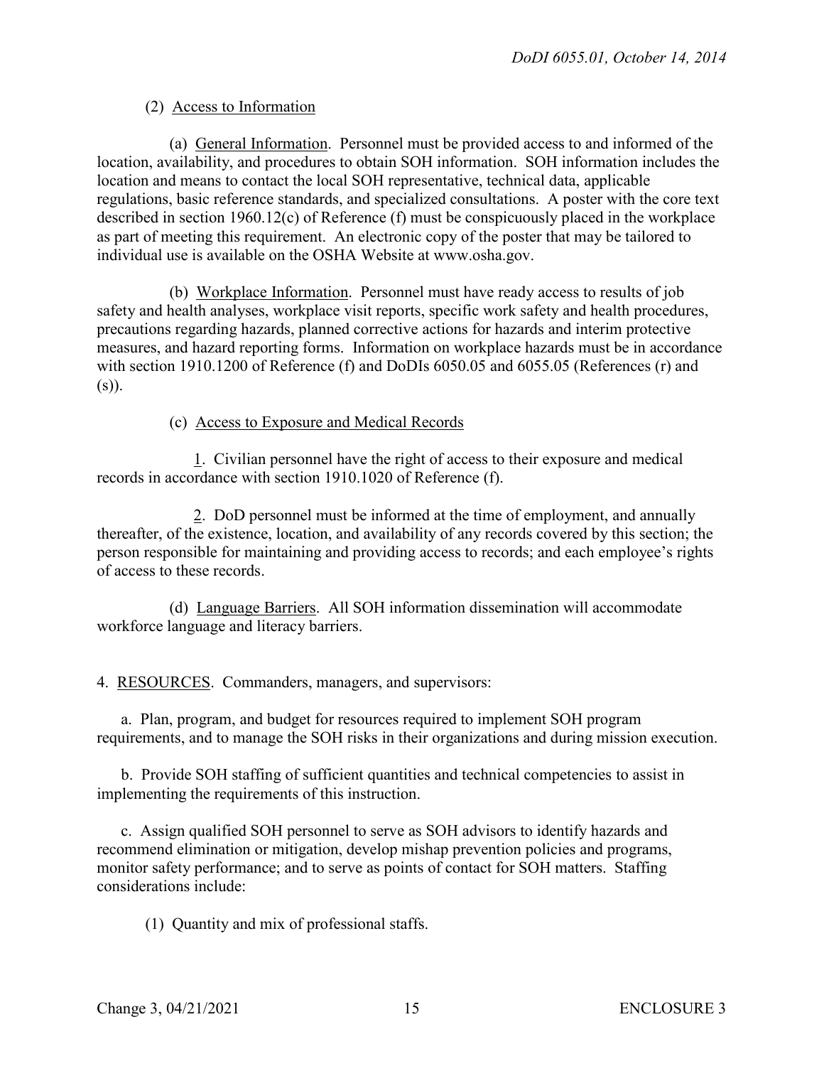(2) Access to Information

(a) General Information. Personnel must be provided access to and informed of the location, availability, and procedures to obtain SOH information. SOH information includes the location and means to contact the local SOH representative, technical data, applicable regulations, basic reference standards, and specialized consultations. A poster with the core text described in section 1960.12(c) of Reference (f) must be conspicuously placed in the workplace as part of meeting this requirement. An electronic copy of the poster that may be tailored to individual use is available on the OSHA Website at www.osha.gov.

(b) Workplace Information. Personnel must have ready access to results of job safety and health analyses, workplace visit reports, specific work safety and health procedures, precautions regarding hazards, planned corrective actions for hazards and interim protective measures, and hazard reporting forms. Information on workplace hazards must be in accordance with section 1910.1200 of Reference (f) and DoDIs 6050.05 and 6055.05 (References (r) and (s)).

(c) Access to Exposure and Medical Records

1. Civilian personnel have the right of access to their exposure and medical records in accordance with section 1910.1020 of Reference (f).

2. DoD personnel must be informed at the time of employment, and annually thereafter, of the existence, location, and availability of any records covered by this section; the person responsible for maintaining and providing access to records; and each employee's rights of access to these records.

(d) Language Barriers. All SOH information dissemination will accommodate workforce language and literacy barriers.

4. RESOURCES. Commanders, managers, and supervisors:

a. Plan, program, and budget for resources required to implement SOH program requirements, and to manage the SOH risks in their organizations and during mission execution.

b. Provide SOH staffing of sufficient quantities and technical competencies to assist in implementing the requirements of this instruction.

c. Assign qualified SOH personnel to serve as SOH advisors to identify hazards and recommend elimination or mitigation, develop mishap prevention policies and programs, monitor safety performance; and to serve as points of contact for SOH matters. Staffing considerations include:

(1) Quantity and mix of professional staffs.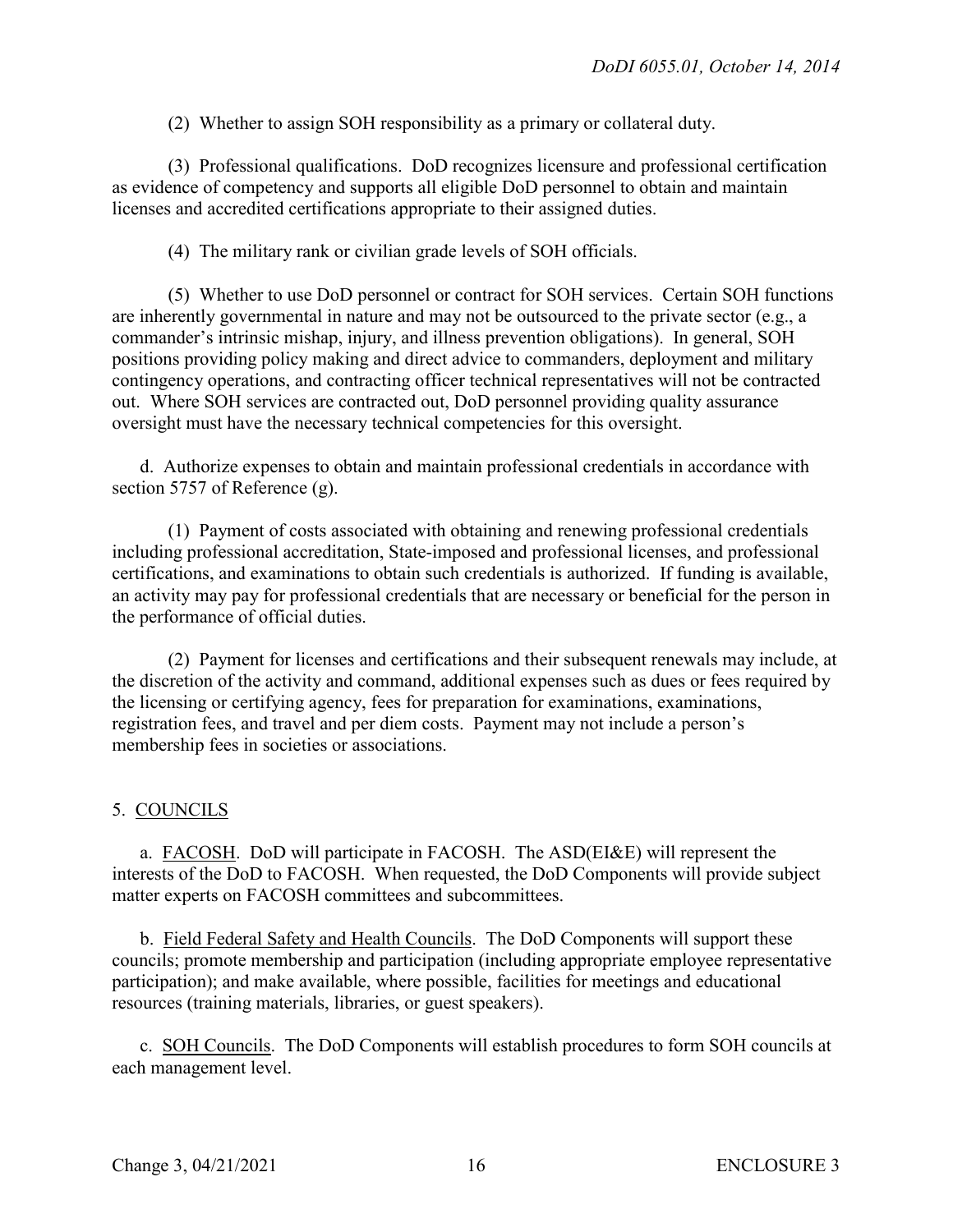(2) Whether to assign SOH responsibility as a primary or collateral duty.

(3) Professional qualifications. DoD recognizes licensure and professional certification as evidence of competency and supports all eligible DoD personnel to obtain and maintain licenses and accredited certifications appropriate to their assigned duties.

(4) The military rank or civilian grade levels of SOH officials.

(5) Whether to use DoD personnel or contract for SOH services. Certain SOH functions are inherently governmental in nature and may not be outsourced to the private sector (e.g., a commander's intrinsic mishap, injury, and illness prevention obligations). In general, SOH positions providing policy making and direct advice to commanders, deployment and military contingency operations, and contracting officer technical representatives will not be contracted out. Where SOH services are contracted out, DoD personnel providing quality assurance oversight must have the necessary technical competencies for this oversight.

d. Authorize expenses to obtain and maintain professional credentials in accordance with section 5757 of Reference (g).

(1) Payment of costs associated with obtaining and renewing professional credentials including professional accreditation, State-imposed and professional licenses, and professional certifications, and examinations to obtain such credentials is authorized. If funding is available, an activity may pay for professional credentials that are necessary or beneficial for the person in the performance of official duties.

(2) Payment for licenses and certifications and their subsequent renewals may include, at the discretion of the activity and command, additional expenses such as dues or fees required by the licensing or certifying agency, fees for preparation for examinations, examinations, registration fees, and travel and per diem costs. Payment may not include a person's membership fees in societies or associations.

5. COUNCILS

a. FACOSH. DoD will participate in FACOSH. The ASD(EI&E) will represent the interests of the DoD to FACOSH. When requested, the DoD Components will provide subject matter experts on FACOSH committees and subcommittees.

b. Field Federal Safety and Health Councils. The DoD Components will support these councils; promote membership and participation (including appropriate employee representative participation); and make available, where possible, facilities for meetings and educational resources (training materials, libraries, or guest speakers).

c. SOH Councils. The DoD Components will establish procedures to form SOH councils at each management level.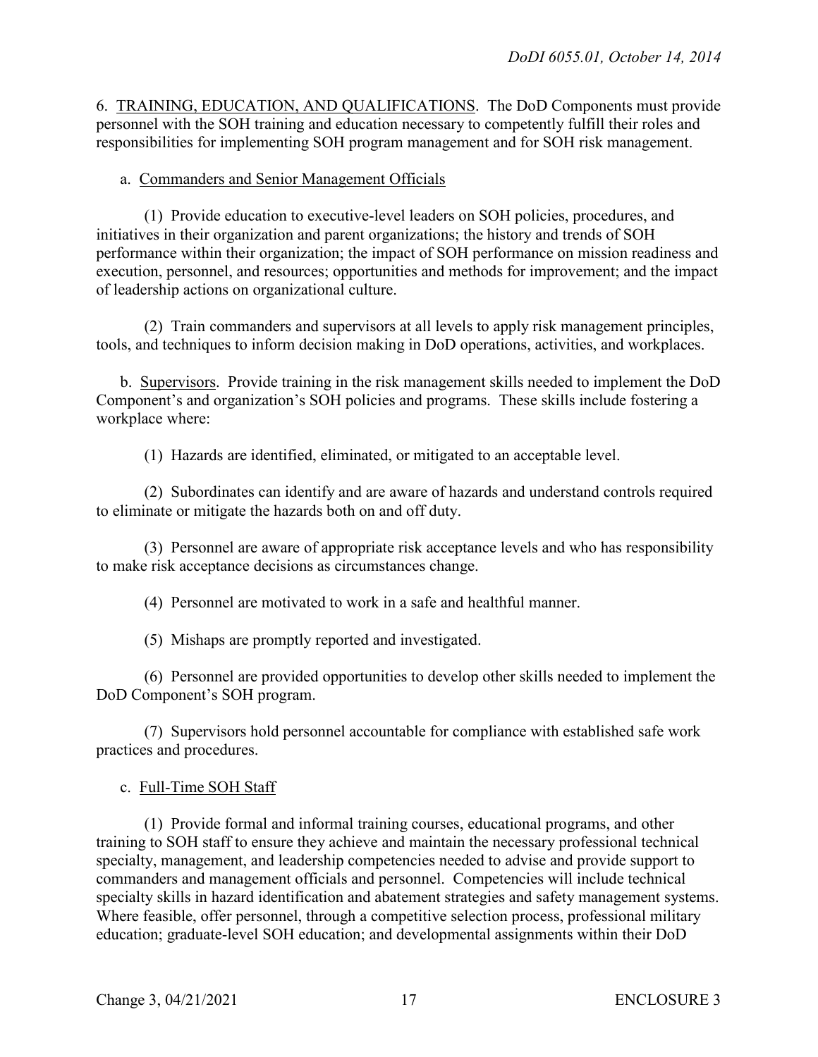6. <u>TRAINING, EDUCATION, AND QUALIFICATIONS</u>. The DoD Components must provide personnel with the SOH training and education necessary to competently fulfill their roles and responsibilities for implementing SOH program management and for SOH risk management.

a. <u>Commanders and Senior Management Officials</u>

(1) Provide education to executive-level leaders on SOH policies, procedures, and initiatives in their organization and parent organizations; the history and trends of SOH performance within their organization; the impact of SOH performance on mission readiness and execution, personnel, and resources; opportunities and methods for improvement; and the impact of leadership actions on organizational culture.

(2) Train commanders and supervisors at all levels to apply risk management principles, tools, and techniques to inform decision making in DoD operations, activities, and workplaces.

b. <u>Supervisors</u>. Provide training in the risk management skills needed to implement the DoD Component's and organization's SOH policies and programs. These skills include fostering a workplace where:

(1) Hazards are identified, eliminated, or mitigated to an acceptable level.

(2) Subordinates can identify and are aware of hazards and understand controls required to eliminate or mitigate the hazards both on and off duty.

(3) Personnel are aware of appropriate risk acceptance levels and who has responsibility to make risk acceptance decisions as circumstances change.

(4) Personnel are motivated to work in a safe and healthful manner.

(5) Mishaps are promptly reported and investigated.

(6) Personnel are provided opportunities to develop other skills needed to implement the DoD Component's SOH program.

(7) Supervisors hold personnel accountable for compliance with established safe work practices and procedures.

c. <u>Full-Time SOH Staff</u>

(1) Provide formal and informal training courses, educational programs, and other training to SOH staff to ensure they achieve and maintain the necessary professional technical specialty, management, and leadership competencies needed to advise and provide support to commanders and management officials and personnel. Competencies will include technical specialty skills in hazard identification and abatement strategies and safety management systems. Where feasible, offer personnel, through a competitive selection process, professional military education; graduate-level SOH education; and developmental assignments within their DoD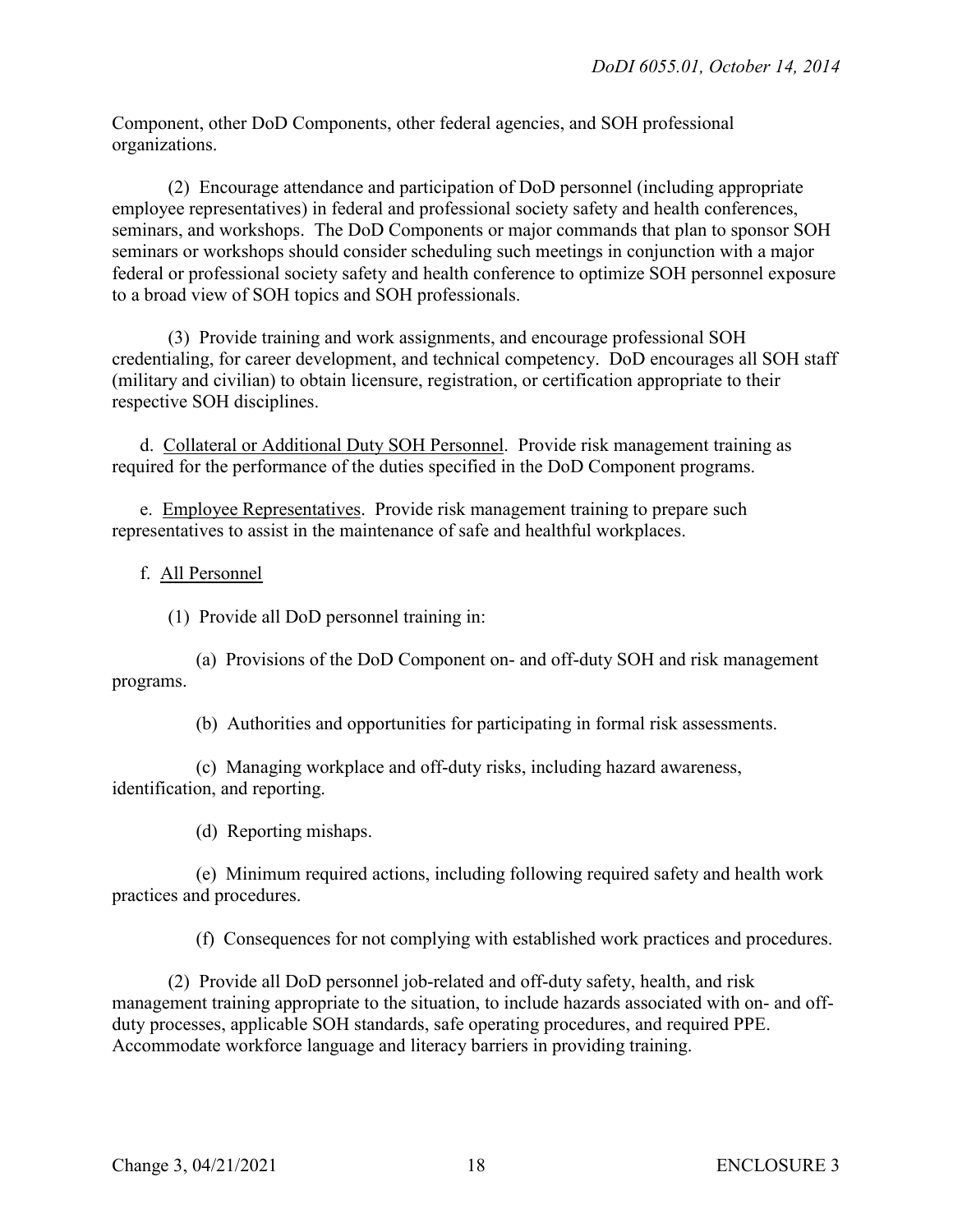Component, other DoD Components, other federal agencies, and SOH professional organizations.

(2) Encourage attendance and participation of DoD personnel (including appropriate employee representatives) in federal and professional society safety and health conferences, seminars, and workshops. The DoD Components or major commands that plan to sponsor SOH seminars or workshops should consider scheduling such meetings in conjunction with a major federal or professional society safety and health conference to optimize SOH personnel exposure to a broad view of SOH topics and SOH professionals.

(3) Provide training and work assignments, and encourage professional SOH credentialing, for career development, and technical competency. DoD encourages all SOH staff (military and civilian) to obtain licensure, registration, or certification appropriate to their respective SOH disciplines.

d. Collateral or Additional Duty SOH Personnel. Provide risk management training as required for the performance of the duties specified in the DoD Component programs.

e. Employee Representatives. Provide risk management training to prepare such representatives to assist in the maintenance of safe and healthful workplaces.

f. All Personnel

(1) Provide all DoD personnel training in:

(a) Provisions of the DoD Component on- and off-duty SOH and risk management programs.

(b) Authorities and opportunities for participating in formal risk assessments.

(c) Managing workplace and off-duty risks, including hazard awareness, identification, and reporting.

(d) Reporting mishaps.

(e) Minimum required actions, including following required safety and health work practices and procedures.

(f) Consequences for not complying with established work practices and procedures.

(2) Provide all DoD personnel job-related and off-duty safety, health, and risk management training appropriate to the situation, to include hazards associated with on- and off-duty processes, applicable SOH standards, safe operating procedures, and required PPE. Accommodate workforce language and literacy barriers in providing training.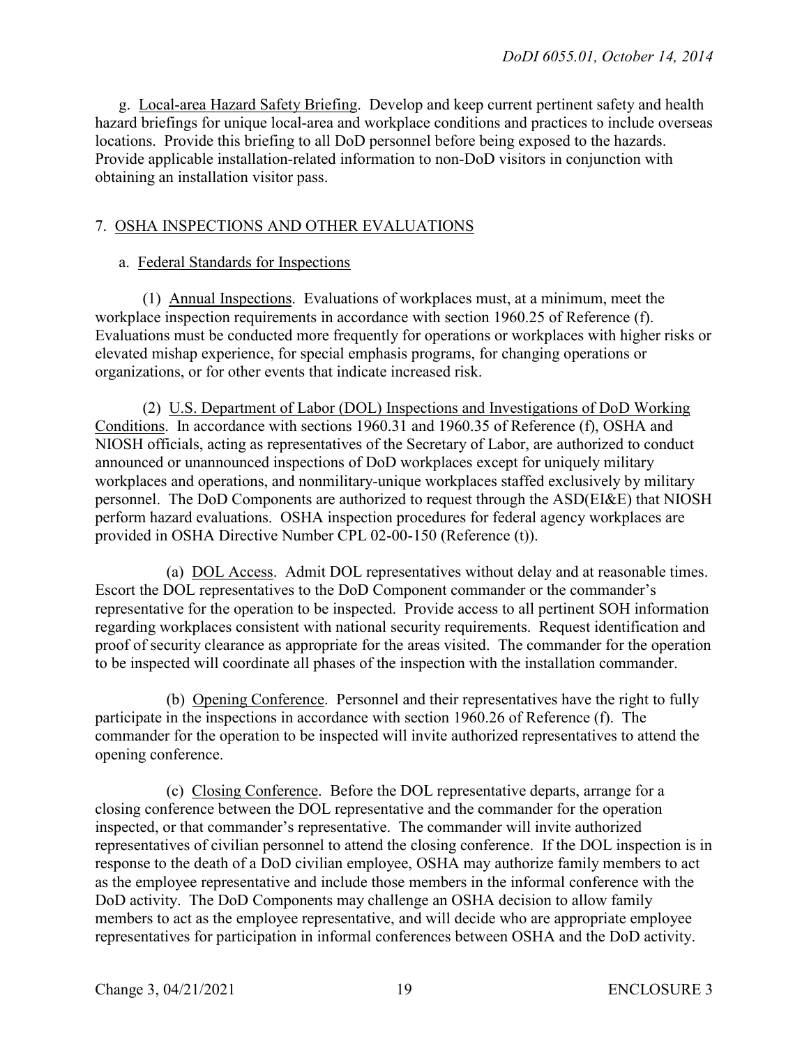g. Local-area Hazard Safety Briefing. Develop and keep current pertinent safety and health hazard briefings for unique local-area and workplace conditions and practices to include overseas locations. Provide this briefing to all DoD personnel before being exposed to the hazards. Provide applicable installation-related information to non-DoD visitors in conjunction with obtaining an installation visitor pass.

7. OSHA INSPECTIONS AND OTHER EVALUATIONS

a. Federal Standards for Inspections

(1) Annual Inspections. Evaluations of workplaces must, at a minimum, meet the workplace inspection requirements in accordance with section 1960.25 of Reference (f). Evaluations must be conducted more frequently for operations or workplaces with higher risks or elevated mishap experience, for special emphasis programs, for changing operations or organizations, or for other events that indicate increased risk.

(2) U.S. Department of Labor (DOL) Inspections and Investigations of DoD Working Conditions. In accordance with sections 1960.31 and 1960.35 of Reference (f), OSHA and NIOSH officials, acting as representatives of the Secretary of Labor, are authorized to conduct announced or unannounced inspections of DoD workplaces except for uniquely military workplaces and operations, and nonmilitary-unique workplaces staffed exclusively by military personnel. The DoD Components are authorized to request through the ASD(EI&E) that NIOSH perform hazard evaluations. OSHA inspection procedures for federal agency workplaces are provided in OSHA Directive Number CPL 02-00-150 (Reference (t)).

(a) DOL Access. Admit DOL representatives without delay and at reasonable times. Escort the DOL representatives to the DoD Component commander or the commander's representative for the operation to be inspected. Provide access to all pertinent SOH information regarding workplaces consistent with national security requirements. Request identification and proof of security clearance as appropriate for the areas visited. The commander for the operation to be inspected will coordinate all phases of the inspection with the installation commander.

(b) Opening Conference. Personnel and their representatives have the right to fully participate in the inspections in accordance with section 1960.26 of Reference (f). The commander for the operation to be inspected will invite authorized representatives to attend the opening conference.

(c) Closing Conference. Before the DOL representative departs, arrange for a closing conference between the DOL representative and the commander for the operation inspected, or that commander's representative. The commander will invite authorized representatives of civilian personnel to attend the closing conference. If the DOL inspection is in response to the death of a DoD civilian employee, OSHA may authorize family members to act as the employee representative and include those members in the informal conference with the DoD activity. The DoD Components may challenge an OSHA decision to allow family members to act as the employee representative, and will decide who are appropriate employee representatives for participation in informal conferences between OSHA and the DoD activity.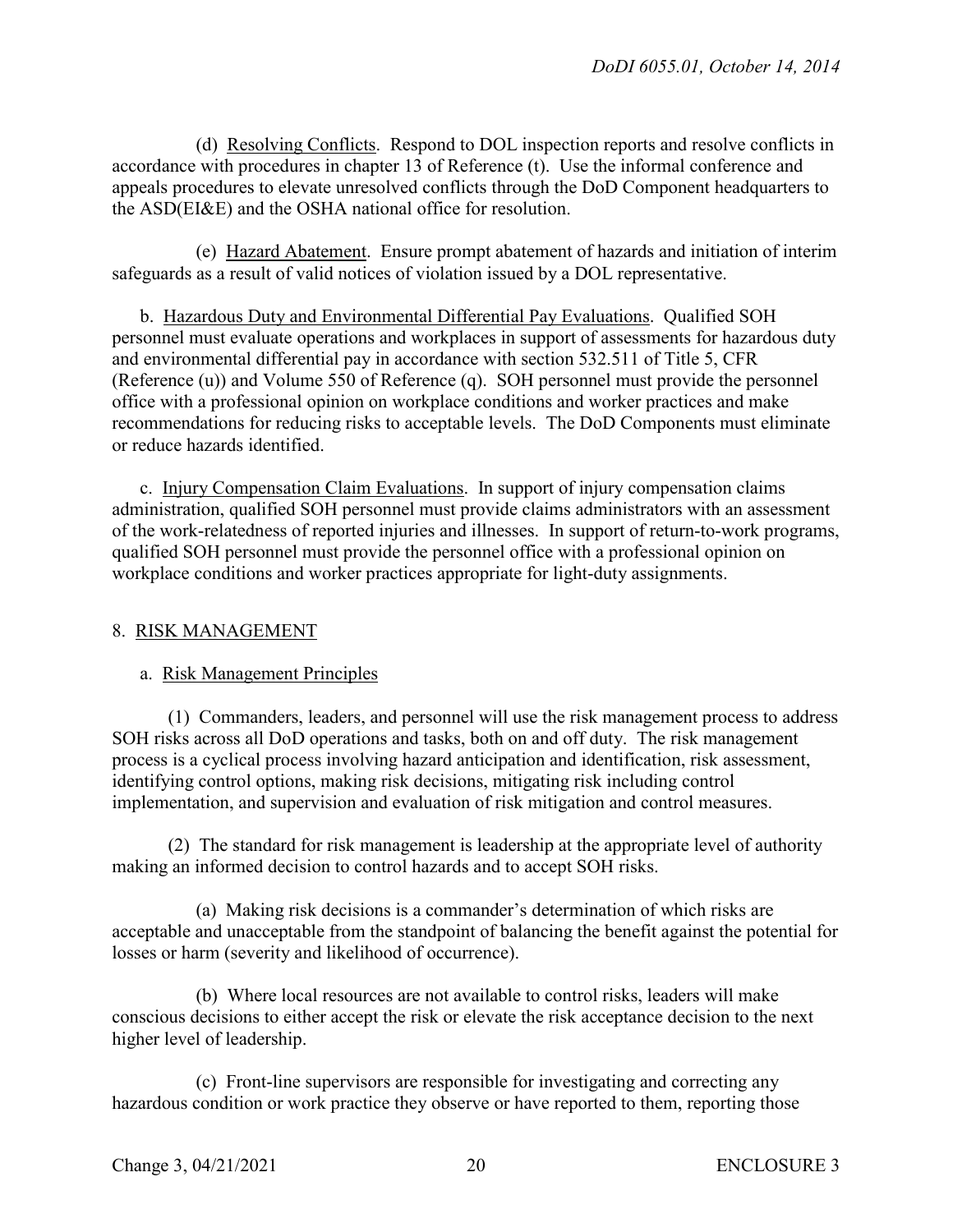(d) Resolving Conflicts. Respond to DOL inspection reports and resolve conflicts in accordance with procedures in chapter 13 of Reference (t). Use the informal conference and appeals procedures to elevate unresolved conflicts through the DoD Component headquarters to the ASD(EI&E) and the OSHA national office for resolution.

(e) Hazard Abatement. Ensure prompt abatement of hazards and initiation of interim safeguards as a result of valid notices of violation issued by a DOL representative.

b. Hazardous Duty and Environmental Differential Pay Evaluations. Qualified SOH personnel must evaluate operations and workplaces in support of assessments for hazardous duty and environmental differential pay in accordance with section 532.511 of Title 5, CFR (Reference (u)) and Volume 550 of Reference (q). SOH personnel must provide the personnel office with a professional opinion on workplace conditions and worker practices and make recommendations for reducing risks to acceptable levels. The DoD Components must eliminate or reduce hazards identified.

c. Injury Compensation Claim Evaluations. In support of injury compensation claims administration, qualified SOH personnel must provide claims administrators with an assessment of the work-relatedness of reported injuries and illnesses. In support of return-to-work programs, qualified SOH personnel must provide the personnel office with a professional opinion on workplace conditions and worker practices appropriate for light-duty assignments.

## 8. RISK MANAGEMENT

a. Risk Management Principles

(1) Commanders, leaders, and personnel will use the risk management process to address SOH risks across all DoD operations and tasks, both on and off duty. The risk management process is a cyclical process involving hazard anticipation and identification, risk assessment, identifying control options, making risk decisions, mitigating risk including control implementation, and supervision and evaluation of risk mitigation and control measures.

(2) The standard for risk management is leadership at the appropriate level of authority making an informed decision to control hazards and to accept SOH risks.

(a) Making risk decisions is a commander's determination of which risks are acceptable and unacceptable from the standpoint of balancing the benefit against the potential for losses or harm (severity and likelihood of occurrence).

(b) Where local resources are not available to control risks, leaders will make conscious decisions to either accept the risk or elevate the risk acceptance decision to the next higher level of leadership.

(c) Front-line supervisors are responsible for investigating and correcting any hazardous condition or work practice they observe or have reported to them, reporting those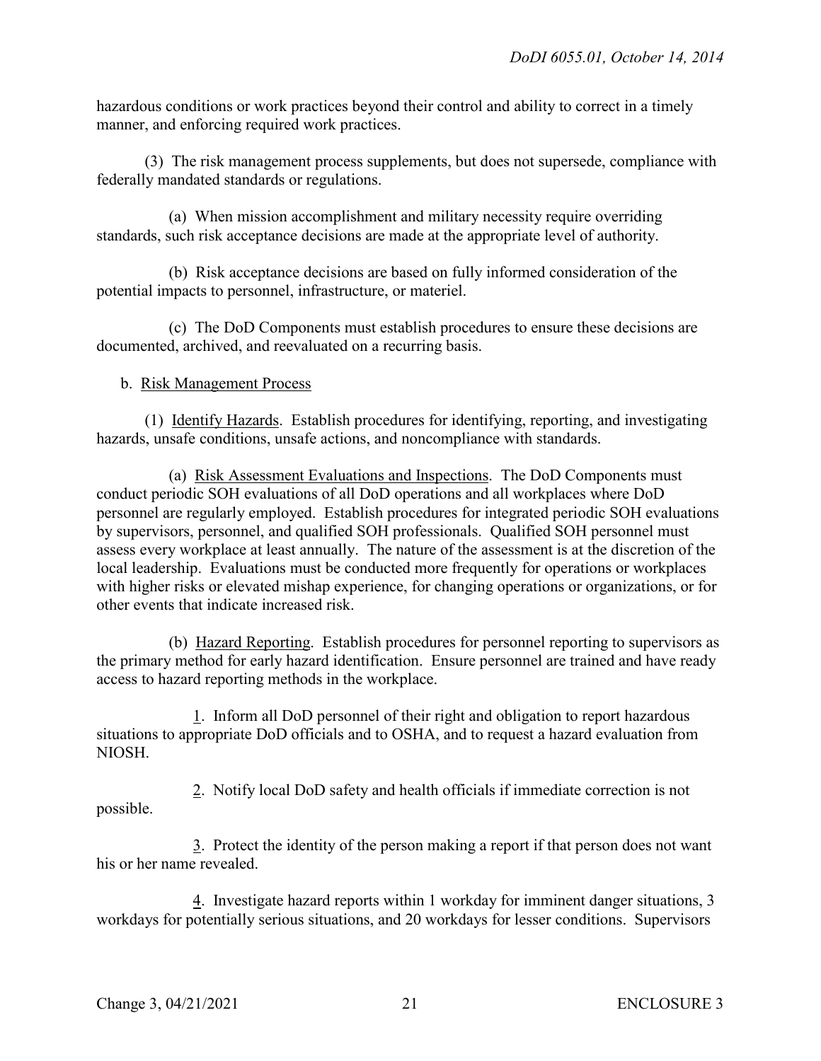hazardous conditions or work practices beyond their control and ability to correct in a timely manner, and enforcing required work practices.

(3) The risk management process supplements, but does not supersede, compliance with federally mandated standards or regulations.

(a) When mission accomplishment and military necessity require overriding standards, such risk acceptance decisions are made at the appropriate level of authority.

(b) Risk acceptance decisions are based on fully informed consideration of the potential impacts to personnel, infrastructure, or materiel.

(c) The DoD Components must establish procedures to ensure these decisions are documented, archived, and reevaluated on a recurring basis.

b. Risk Management Process

(1) Identify Hazards. Establish procedures for identifying, reporting, and investigating hazards, unsafe conditions, unsafe actions, and noncompliance with standards.

(a) Risk Assessment Evaluations and Inspections. The DoD Components must conduct periodic SOH evaluations of all DoD operations and all workplaces where DoD personnel are regularly employed. Establish procedures for integrated periodic SOH evaluations by supervisors, personnel, and qualified SOH professionals. Qualified SOH personnel must assess every workplace at least annually. The nature of the assessment is at the discretion of the local leadership. Evaluations must be conducted more frequently for operations or workplaces with higher risks or elevated mishap experience, for changing operations or organizations, or for other events that indicate increased risk.

(b) Hazard Reporting. Establish procedures for personnel reporting to supervisors as the primary method for early hazard identification. Ensure personnel are trained and have ready access to hazard reporting methods in the workplace.

1. Inform all DoD personnel of their right and obligation to report hazardous situations to appropriate DoD officials and to OSHA, and to request a hazard evaluation from NIOSH.

2. Notify local DoD safety and health officials if immediate correction is not possible.

3. Protect the identity of the person making a report if that person does not want his or her name revealed.

4. Investigate hazard reports within 1 workday for imminent danger situations, 3 workdays for potentially serious situations, and 20 workdays for lesser conditions. Supervisors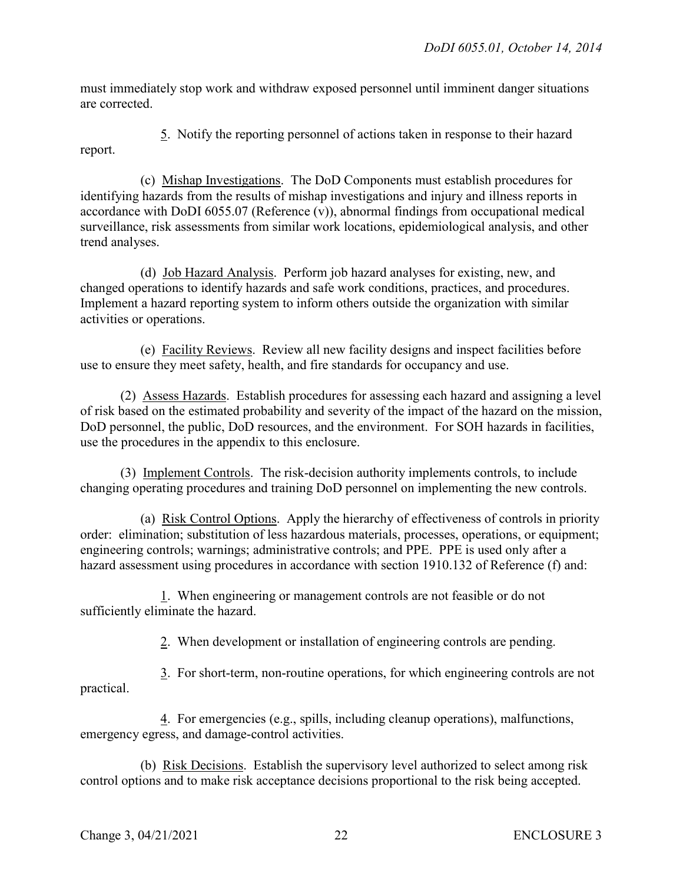must immediately stop work and withdraw exposed personnel until imminent danger situations are corrected.

5. Notify the reporting personnel of actions taken in response to their hazard report.

(c) Mishap Investigations. The DoD Components must establish procedures for identifying hazards from the results of mishap investigations and injury and illness reports in accordance with DoDI 6055.07 (Reference (v)), abnormal findings from occupational medical surveillance, risk assessments from similar work locations, epidemiological analysis, and other trend analyses.

(d) Job Hazard Analysis. Perform job hazard analyses for existing, new, and changed operations to identify hazards and safe work conditions, practices, and procedures. Implement a hazard reporting system to inform others outside the organization with similar activities or operations.

(e) Facility Reviews. Review all new facility designs and inspect facilities before use to ensure they meet safety, health, and fire standards for occupancy and use.

(2) Assess Hazards. Establish procedures for assessing each hazard and assigning a level of risk based on the estimated probability and severity of the impact of the hazard on the mission, DoD personnel, the public, DoD resources, and the environment. For SOH hazards in facilities, use the procedures in the appendix to this enclosure.

(3) Implement Controls. The risk-decision authority implements controls, to include changing operating procedures and training DoD personnel on implementing the new controls.

(a) Risk Control Options. Apply the hierarchy of effectiveness of controls in priority order: elimination; substitution of less hazardous materials, processes, operations, or equipment; engineering controls; warnings; administrative controls; and PPE. PPE is used only after a hazard assessment using procedures in accordance with section 1910.132 of Reference (f) and:

1. When engineering or management controls are not feasible or do not sufficiently eliminate the hazard.

2. When development or installation of engineering controls are pending.

3. For short-term, non-routine operations, for which engineering controls are not practical.

4. For emergencies (e.g., spills, including cleanup operations), malfunctions, emergency egress, and damage-control activities.

(b) Risk Decisions. Establish the supervisory level authorized to select among risk control options and to make risk acceptance decisions proportional to the risk being accepted.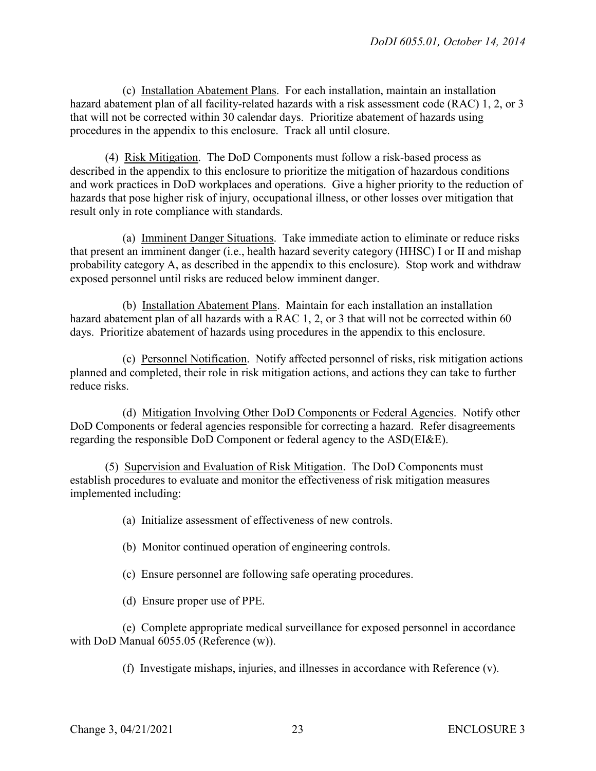(c) Installation Abatement Plans. For each installation, maintain an installation hazard abatement plan of all facility-related hazards with a risk assessment code (RAC) 1, 2, or 3 that will not be corrected within 30 calendar days. Prioritize abatement of hazards using procedures in the appendix to this enclosure. Track all until closure.

(4) Risk Mitigation. The DoD Components must follow a risk-based process as described in the appendix to this enclosure to prioritize the mitigation of hazardous conditions and work practices in DoD workplaces and operations. Give a higher priority to the reduction of hazards that pose higher risk of injury, occupational illness, or other losses over mitigation that result only in rote compliance with standards.

(a) Imminent Danger Situations. Take immediate action to eliminate or reduce risks that present an imminent danger (i.e., health hazard severity category (HHSC) I or II and mishap probability category A, as described in the appendix to this enclosure). Stop work and withdraw exposed personnel until risks are reduced below imminent danger.

(b) Installation Abatement Plans. Maintain for each installation an installation hazard abatement plan of all hazards with a RAC 1, 2, or 3 that will not be corrected within 60 days. Prioritize abatement of hazards using procedures in the appendix to this enclosure.

(c) Personnel Notification. Notify affected personnel of risks, risk mitigation actions planned and completed, their role in risk mitigation actions, and actions they can take to further reduce risks.

(d) Mitigation Involving Other DoD Components or Federal Agencies. Notify other DoD Components or federal agencies responsible for correcting a hazard. Refer disagreements regarding the responsible DoD Component or federal agency to the ASD(EI&E).

(5) Supervision and Evaluation of Risk Mitigation. The DoD Components must establish procedures to evaluate and monitor the effectiveness of risk mitigation measures implemented including:

(a) Initialize assessment of effectiveness of new controls.

(b) Monitor continued operation of engineering controls.

(c) Ensure personnel are following safe operating procedures.

(d) Ensure proper use of PPE.

(e) Complete appropriate medical surveillance for exposed personnel in accordance with DoD Manual 6055.05 (Reference (w)).

(f) Investigate mishaps, injuries, and illnesses in accordance with Reference (v).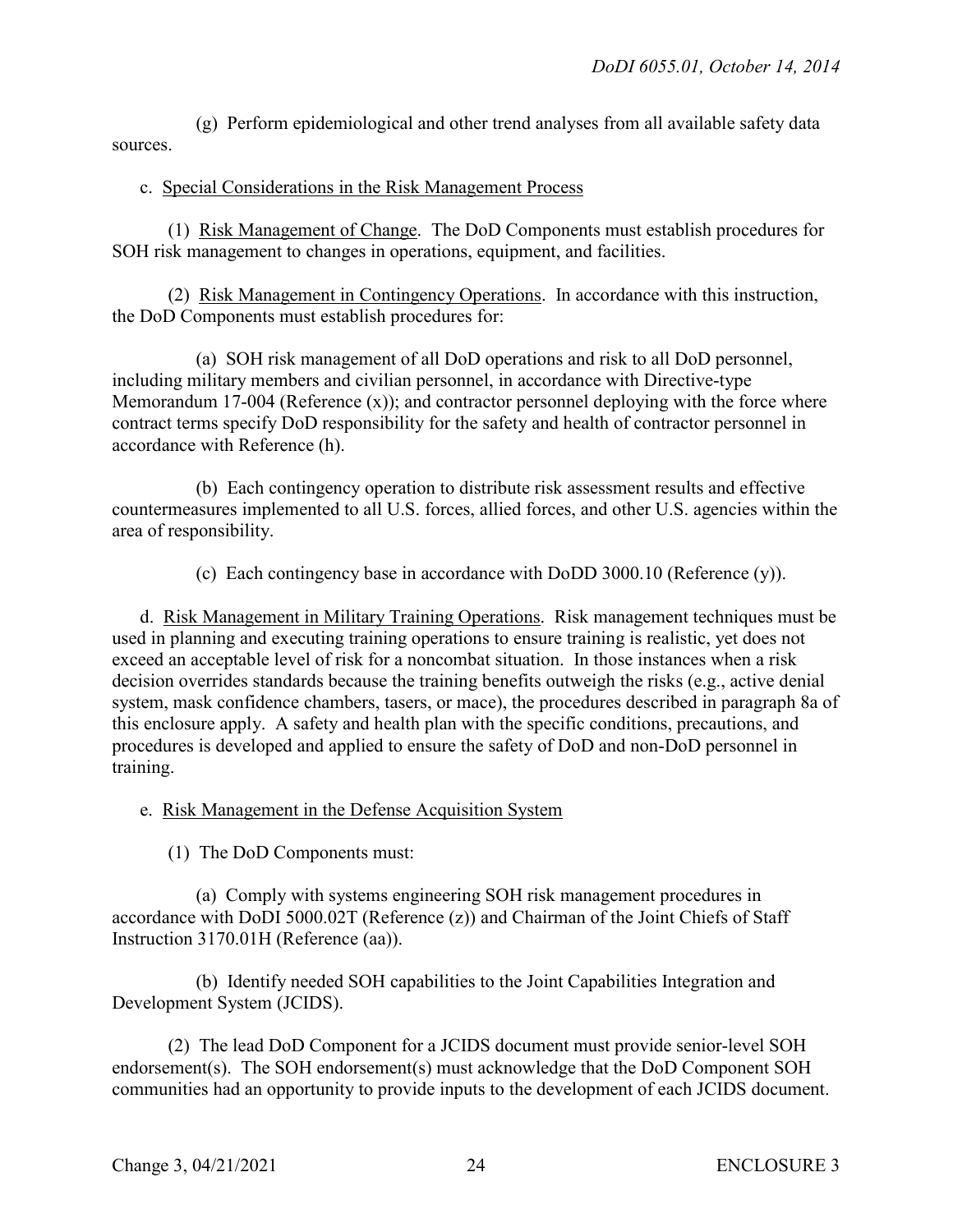(g) Perform epidemiological and other trend analyses from all available safety data sources.

c. Special Considerations in the Risk Management Process

(1) Risk Management of Change. The DoD Components must establish procedures for SOH risk management to changes in operations, equipment, and facilities.

(2) Risk Management in Contingency Operations. In accordance with this instruction, the DoD Components must establish procedures for:

(a) SOH risk management of all DoD operations and risk to all DoD personnel, including military members and civilian personnel, in accordance with Directive-type Memorandum 17-004 (Reference (x)); and contractor personnel deploying with the force where contract terms specify DoD responsibility for the safety and health of contractor personnel in accordance with Reference (h).

(b) Each contingency operation to distribute risk assessment results and effective countermeasures implemented to all U.S. forces, allied forces, and other U.S. agencies within the area of responsibility.

(c) Each contingency base in accordance with DoDD 3000.10 (Reference (y)).

d. Risk Management in Military Training Operations. Risk management techniques must be used in planning and executing training operations to ensure training is realistic, yet does not exceed an acceptable level of risk for a noncombat situation. In those instances when a risk decision overrides standards because the training benefits outweigh the risks (e.g., active denial system, mask confidence chambers, tasers, or mace), the procedures described in paragraph 8a of this enclosure apply. A safety and health plan with the specific conditions, precautions, and procedures is developed and applied to ensure the safety of DoD and non-DoD personnel in training.

e. Risk Management in the Defense Acquisition System

(1) The DoD Components must:

(a) Comply with systems engineering SOH risk management procedures in accordance with DoDI 5000.02T (Reference (z)) and Chairman of the Joint Chiefs of Staff Instruction 3170.01H (Reference (aa)).

(b) Identify needed SOH capabilities to the Joint Capabilities Integration and Development System (JCIDS).

(2) The lead DoD Component for a JCIDS document must provide senior-level SOH endorsement(s). The SOH endorsement(s) must acknowledge that the DoD Component SOH communities had an opportunity to provide inputs to the development of each JCIDS document.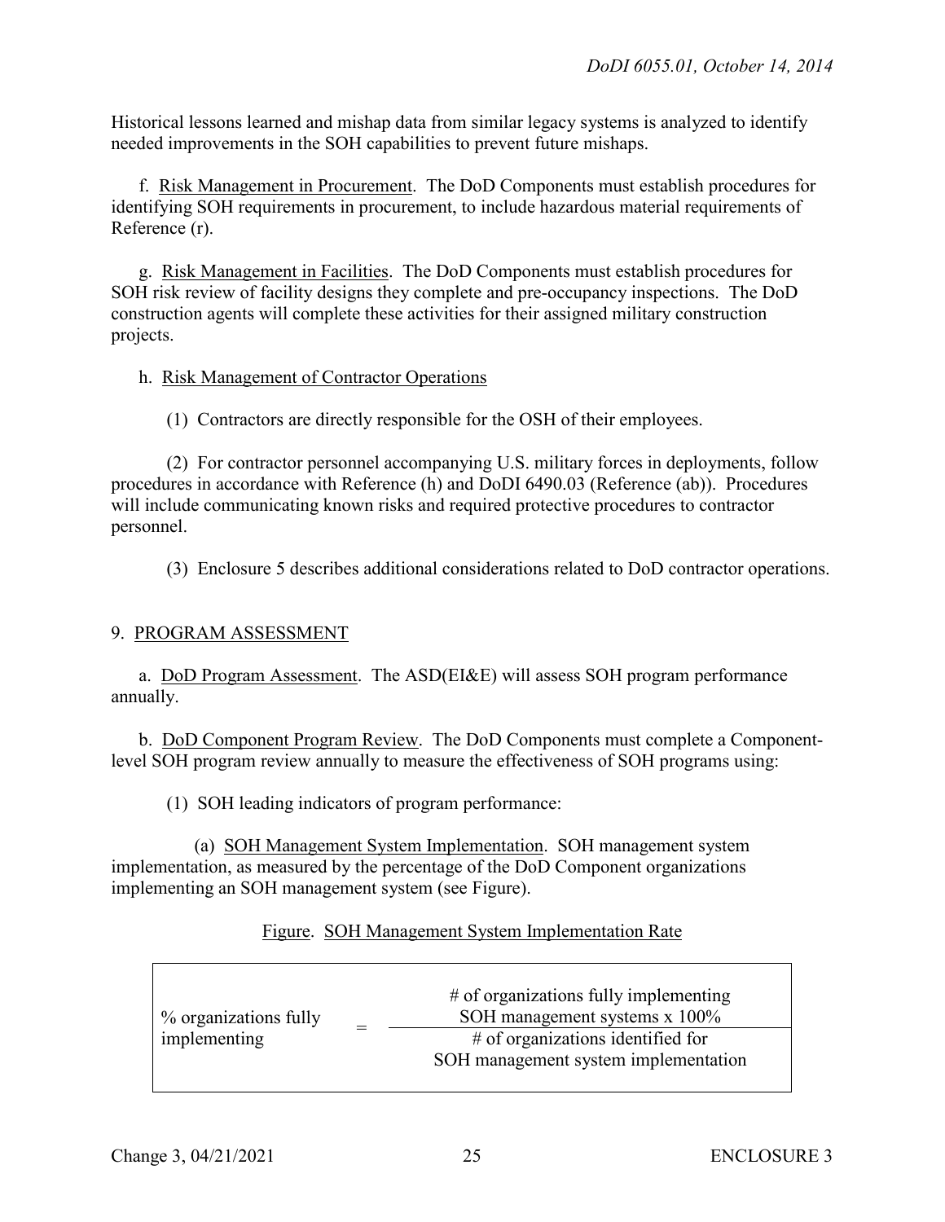Historical lessons learned and mishap data from similar legacy systems is analyzed to identify needed improvements in the SOH capabilities to prevent future mishaps.

f. Risk Management in Procurement. The DoD Components must establish procedures for identifying SOH requirements in procurement, to include hazardous material requirements of Reference (r).

g. Risk Management in Facilities. The DoD Components must establish procedures for SOH risk review of facility designs they complete and pre-occupancy inspections. The DoD construction agents will complete these activities for their assigned military construction projects.

h. Risk Management of Contractor Operations

(1) Contractors are directly responsible for the OSH of their employees.

(2) For contractor personnel accompanying U.S. military forces in deployments, follow procedures in accordance with Reference (h) and DoDI 6490.03 (Reference (ab)). Procedures will include communicating known risks and required protective procedures to contractor personnel.

(3) Enclosure 5 describes additional considerations related to DoD contractor operations.

## 9. PROGRAM ASSESSMENT

a. DoD Program Assessment. The ASD(EI&E) will assess SOH program performance annually.

b. DoD Component Program Review. The DoD Components must complete a Component-level SOH program review annually to measure the effectiveness of SOH programs using:

(1) SOH leading indicators of program performance:

(a) SOH Management System Implementation. SOH management system implementation, as measured by the percentage of the DoD Component organizations implementing an SOH management system (see Figure).

Figure. SOH Management System Implementation Rate

$$\text{\% organizations fully implementing} = \frac{\text{\# of organizations fully implementing SOH management systems x 100\%}}{\text{\# of organizations identified for SOH management system implementation}}$$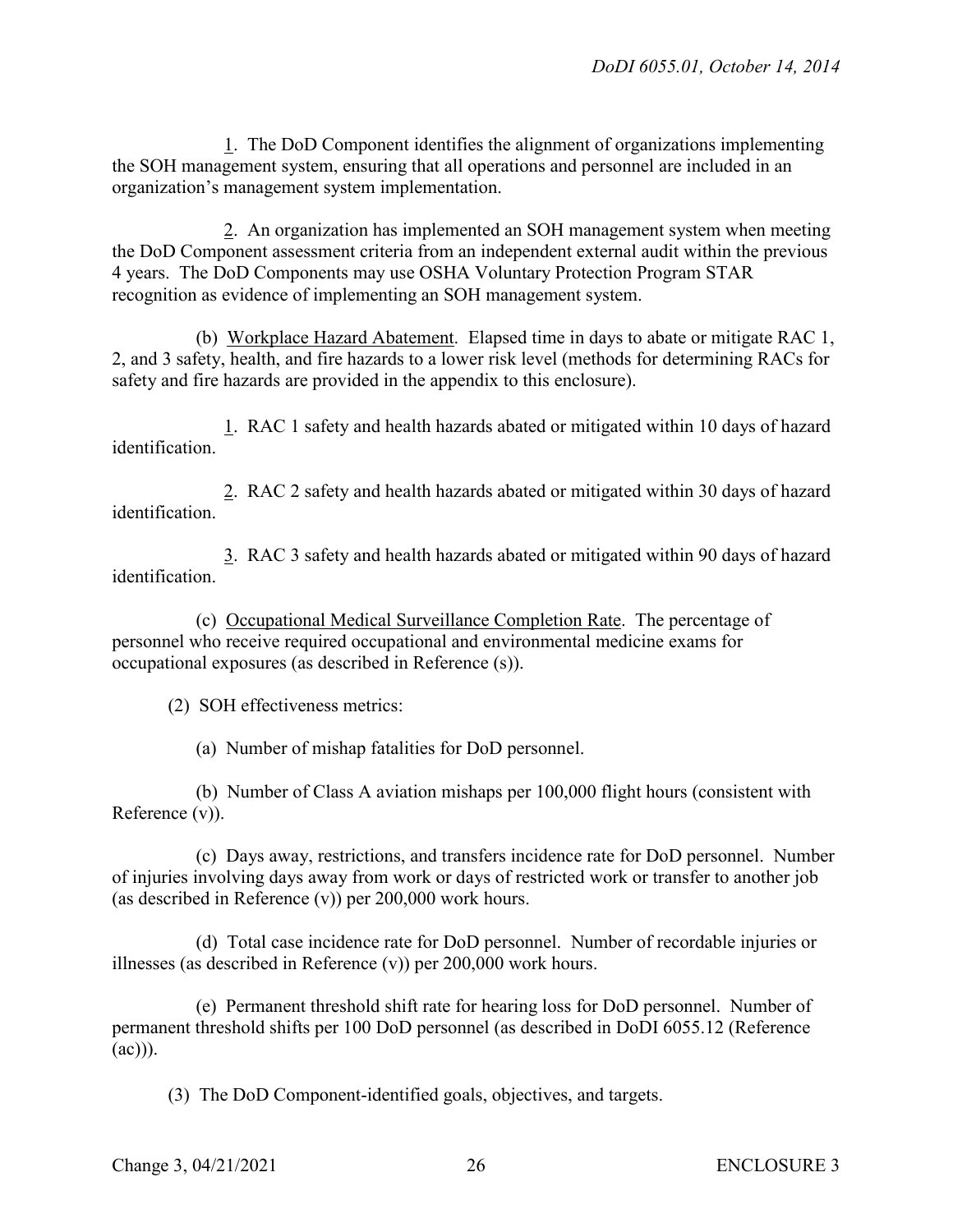1. The DoD Component identifies the alignment of organizations implementing the SOH management system, ensuring that all operations and personnel are included in an organization's management system implementation.

2. An organization has implemented an SOH management system when meeting the DoD Component assessment criteria from an independent external audit within the previous 4 years. The DoD Components may use OSHA Voluntary Protection Program STAR recognition as evidence of implementing an SOH management system.

(b) Workplace Hazard Abatement. Elapsed time in days to abate or mitigate RAC 1, 2, and 3 safety, health, and fire hazards to a lower risk level (methods for determining RACs for safety and fire hazards are provided in the appendix to this enclosure).

1. RAC 1 safety and health hazards abated or mitigated within 10 days of hazard identification.

2. RAC 2 safety and health hazards abated or mitigated within 30 days of hazard identification.

3. RAC 3 safety and health hazards abated or mitigated within 90 days of hazard identification.

(c) Occupational Medical Surveillance Completion Rate. The percentage of personnel who receive required occupational and environmental medicine exams for occupational exposures (as described in Reference (s)).

(2) SOH effectiveness metrics:

(a) Number of mishap fatalities for DoD personnel.

(b) Number of Class A aviation mishaps per 100,000 flight hours (consistent with Reference (v)).

(c) Days away, restrictions, and transfers incidence rate for DoD personnel. Number of injuries involving days away from work or days of restricted work or transfer to another job (as described in Reference (v)) per 200,000 work hours.

(d) Total case incidence rate for DoD personnel. Number of recordable injuries or illnesses (as described in Reference (v)) per 200,000 work hours.

(e) Permanent threshold shift rate for hearing loss for DoD personnel. Number of permanent threshold shifts per 100 DoD personnel (as described in DoDI 6055.12 (Reference (ac))).

(3) The DoD Component-identified goals, objectives, and targets.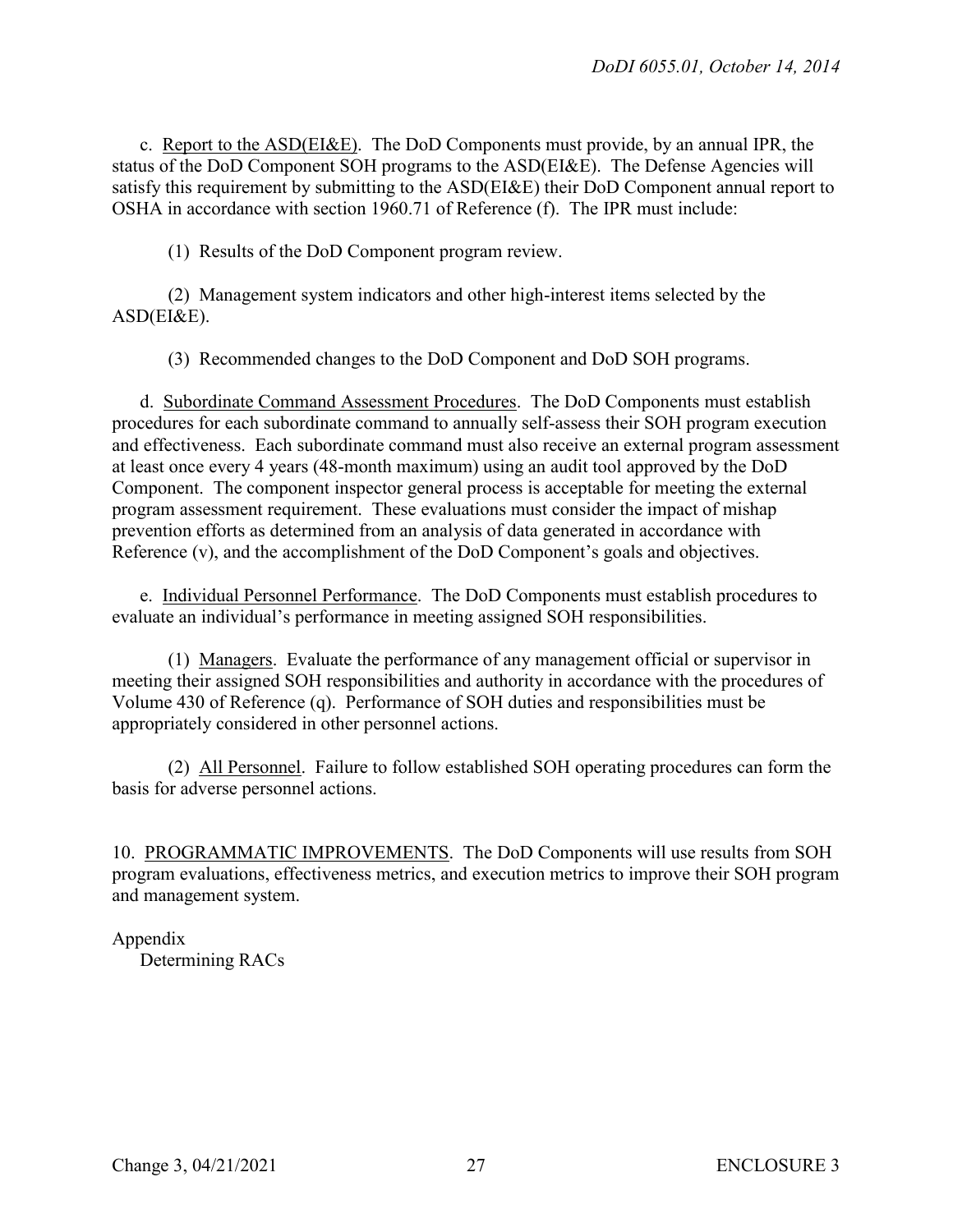c. Report to the ASD(EI&E). The DoD Components must provide, by an annual IPR, the status of the DoD Component SOH programs to the ASD(EI&E). The Defense Agencies will satisfy this requirement by submitting to the ASD(EI&E) their DoD Component annual report to OSHA in accordance with section 1960.71 of Reference (f). The IPR must include:

(1) Results of the DoD Component program review.

(2) Management system indicators and other high-interest items selected by the ASD(EI&E).

(3) Recommended changes to the DoD Component and DoD SOH programs.

d. Subordinate Command Assessment Procedures. The DoD Components must establish procedures for each subordinate command to annually self-assess their SOH program execution and effectiveness. Each subordinate command must also receive an external program assessment at least once every 4 years (48-month maximum) using an audit tool approved by the DoD Component. The component inspector general process is acceptable for meeting the external program assessment requirement. These evaluations must consider the impact of mishap prevention efforts as determined from an analysis of data generated in accordance with Reference (v), and the accomplishment of the DoD Component's goals and objectives.

e. Individual Personnel Performance. The DoD Components must establish procedures to evaluate an individual's performance in meeting assigned SOH responsibilities.

(1) Managers. Evaluate the performance of any management official or supervisor in meeting their assigned SOH responsibilities and authority in accordance with the procedures of Volume 430 of Reference (q). Performance of SOH duties and responsibilities must be appropriately considered in other personnel actions.

(2) All Personnel. Failure to follow established SOH operating procedures can form the basis for adverse personnel actions.

10. PROGRAMMATIC IMPROVEMENTS. The DoD Components will use results from SOH program evaluations, effectiveness metrics, and execution metrics to improve their SOH program and management system.

Appendix
Determining RACs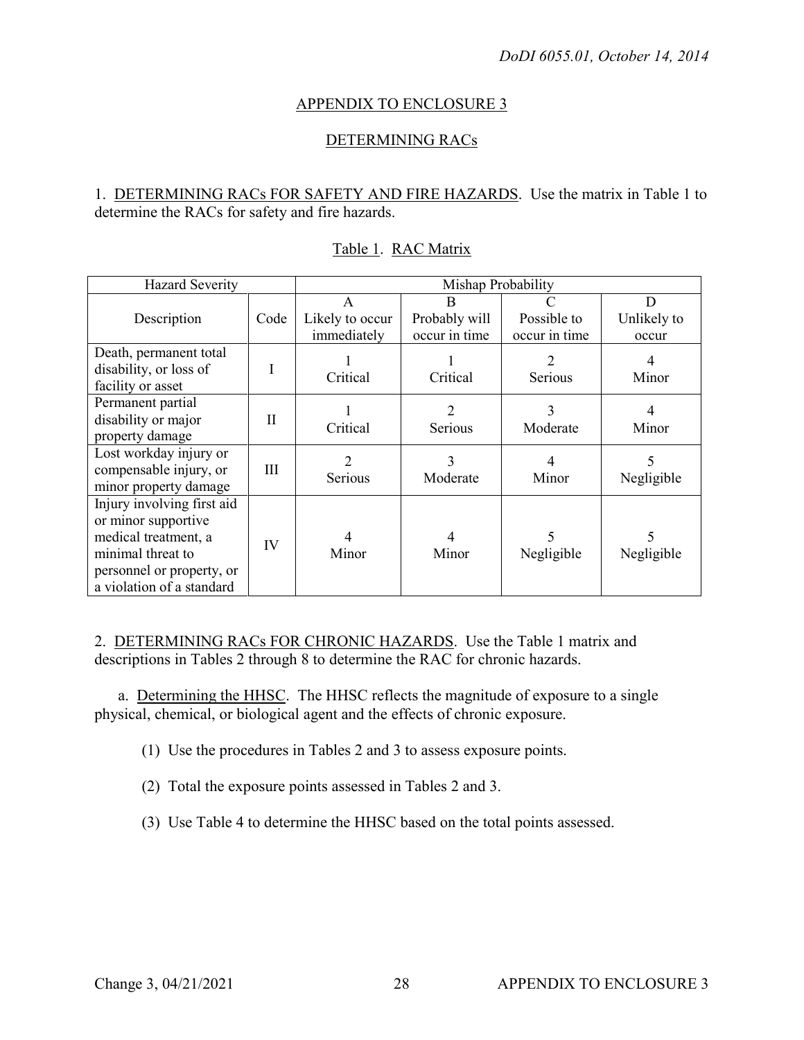## APPENDIX TO ENCLOSURE 3

## DETERMINING RACs

1. DETERMINING RACs FOR SAFETY AND FIRE HAZARDS. Use the matrix in Table 1 to determine the RACs for safety and fire hazards.

Table 1. RAC Matrix

| Hazard Severity | | Mishap Probability | | | |
|---|---|---|---|---|---|
| Description | Code | A Likely to occur immediately | B Probably will occur in time | C Possible to occur in time | D Unlikely to occur |
| Death, permanent total disability, or loss of facility or asset | I | 1 Critical | 1 Critical | 2 Serious | 4 Minor |
| Permanent partial disability or major property damage | II | 1 Critical | 2 Serious | 3 Moderate | 4 Minor |
| Lost workday injury or compensable injury, or minor property damage | III | 2 Serious | 3 Moderate | 4 Minor | 5 Negligible |
| Injury involving first aid or minor supportive medical treatment, a minimal threat to personnel or property, or a violation of a standard | IV | 4 Minor | 4 Minor | 5 Negligible | 5 Negligible |

2. DETERMINING RACs FOR CHRONIC HAZARDS. Use the Table 1 matrix and descriptions in Tables 2 through 8 to determine the RAC for chronic hazards.

a. Determining the HHSC. The HHSC reflects the magnitude of exposure to a single physical, chemical, or biological agent and the effects of chronic exposure.

(1) Use the procedures in Tables 2 and 3 to assess exposure points.

(2) Total the exposure points assessed in Tables 2 and 3.

(3) Use Table 4 to determine the HHSC based on the total points assessed.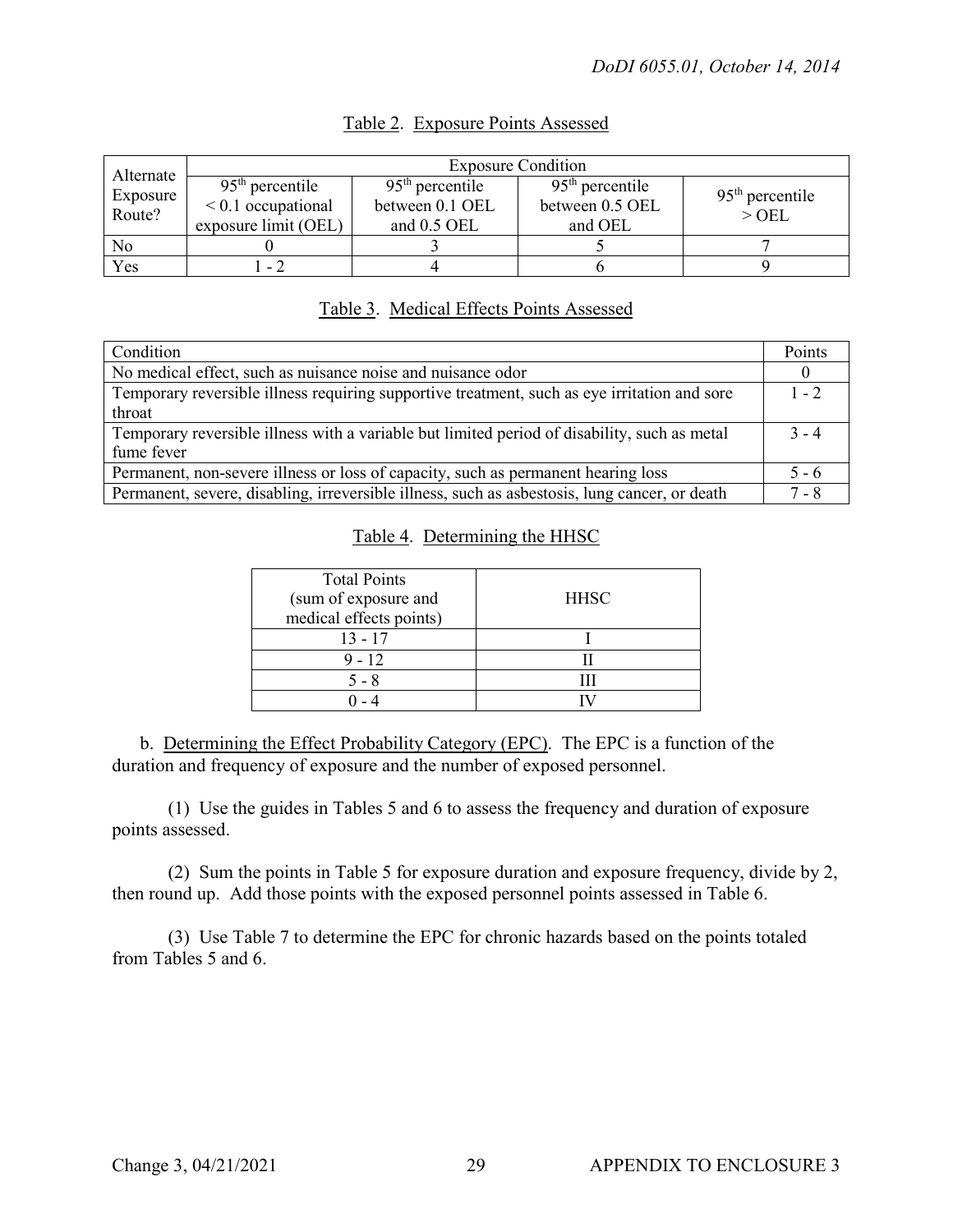Table 2. Exposure Points Assessed

| Alternate Exposure Route? | Exposure Condition | | | |
|---|---|---|---|---|
| | 95th percentile < 0.1 occupational exposure limit (OEL) | 95th percentile between 0.1 OEL and 0.5 OEL | 95th percentile between 0.5 OEL and OEL | 95th percentile > OEL |
| No | 0 | 3 | 5 | 7 |
| Yes | 1 - 2 | 4 | 6 | 9 |

Table 3. Medical Effects Points Assessed

| Condition | Points |
|---|---|
| No medical effect, such as nuisance noise and nuisance odor | 0 |
| Temporary reversible illness requiring supportive treatment, such as eye irritation and sore throat | 1 - 2 |
| Temporary reversible illness with a variable but limited period of disability, such as metal fume fever | 3 - 4 |
| Permanent, non-severe illness or loss of capacity, such as permanent hearing loss | 5 - 6 |
| Permanent, severe, disabling, irreversible illness, such as asbestosis, lung cancer, or death | 7 - 8 |

Table 4. Determining the HHSC

| Total Points (sum of exposure and medical effects points) | HHSC |
|---|---|
| 13 - 17 | I |
| 9 - 12 | II |
| 5 - 8 | III |
| 0 - 4 | IV |

b. Determining the Effect Probability Category (EPC). The EPC is a function of the duration and frequency of exposure and the number of exposed personnel.

(1) Use the guides in Tables 5 and 6 to assess the frequency and duration of exposure points assessed.

(2) Sum the points in Table 5 for exposure duration and exposure frequency, divide by 2, then round up. Add those points with the exposed personnel points assessed in Table 6.

(3) Use Table 7 to determine the EPC for chronic hazards based on the points totaled from Tables 5 and 6.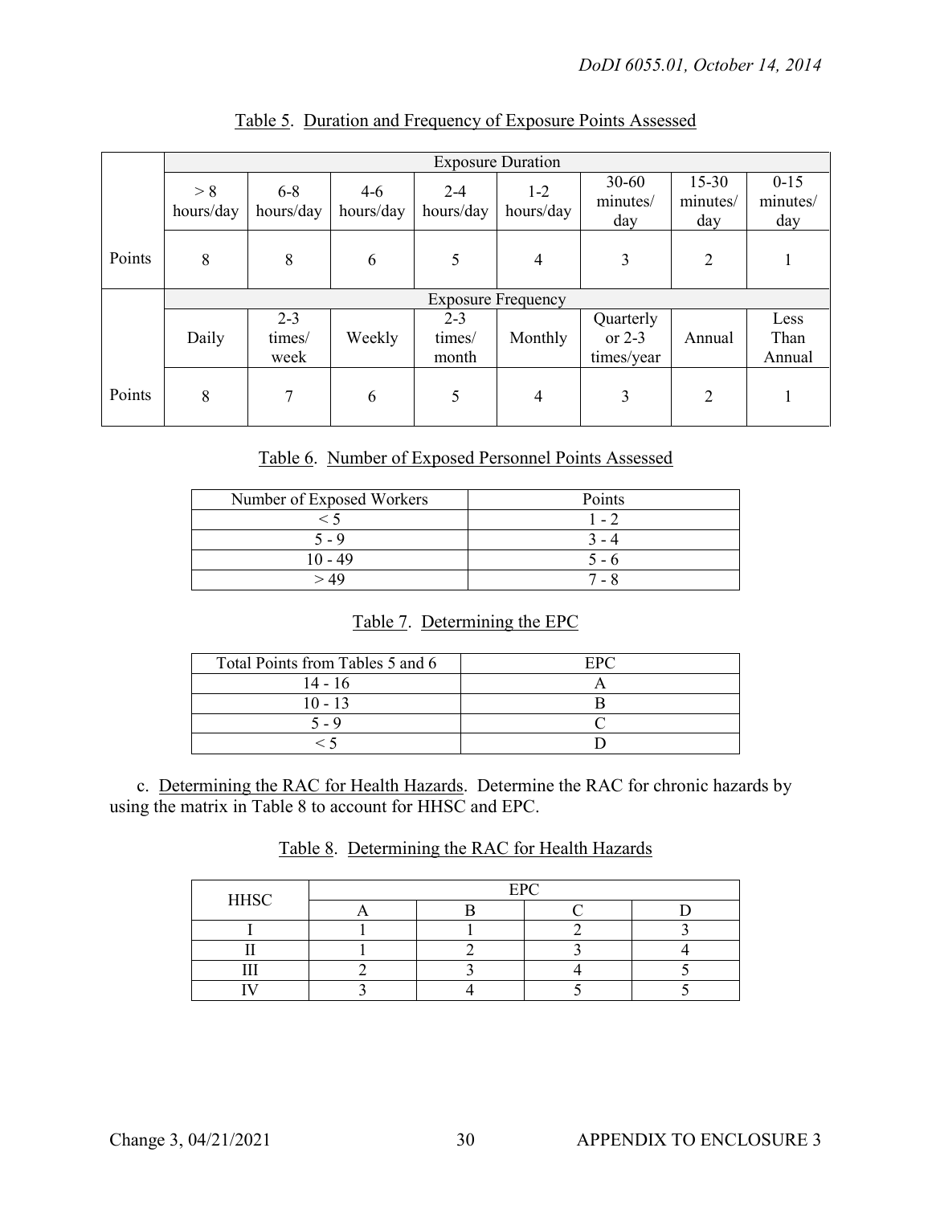Table 5. Duration and Frequency of Exposure Points Assessed

| | Exposure Duration | | | | | | | |
|---|---|---|---|---|---|---|---|---|
| | > 8 hours/day | 6-8 hours/day | 4-6 hours/day | 2-4 hours/day | 1-2 hours/day | 30-60 minutes/ day | 15-30 minutes/ day | 0-15 minutes/ day |
| Points | 8 | 8 | 6 | 5 | 4 | 3 | 2 | 1 |
| | Exposure Frequency | | | | | | | |
| | Daily | 2-3 times/ week | Weekly | 2-3 times/ month | Monthly | Quarterly or 2-3 times/year | Annual | Less Than Annual |
| Points | 8 | 7 | 6 | 5 | 4 | 3 | 2 | 1 |

Table 6. Number of Exposed Personnel Points Assessed

| Number of Exposed Workers | Points |
|---|---|
| < 5 | 1 - 2 |
| 5 - 9 | 3 - 4 |
| 10 - 49 | 5 - 6 |
| > 49 | 7 - 8 |

Table 7. Determining the EPC

| Total Points from Tables 5 and 6 | EPC |
|---|---|
| 14 - 16 | A |
| 10 - 13 | B |
| 5 - 9 | C |
| < 5 | D |

c. Determining the RAC for Health Hazards. Determine the RAC for chronic hazards by using the matrix in Table 8 to account for HHSC and EPC.

Table 8. Determining the RAC for Health Hazards

| HHSC | EPC | | | |
|---|---|---|---|---|
| | A | B | C | D |
| I | 1 | 1 | 2 | 3 |
| II | 1 | 2 | 3 | 4 |
| III | 2 | 3 | 4 | 5 |
| IV | 3 | 4 | 5 | 5 |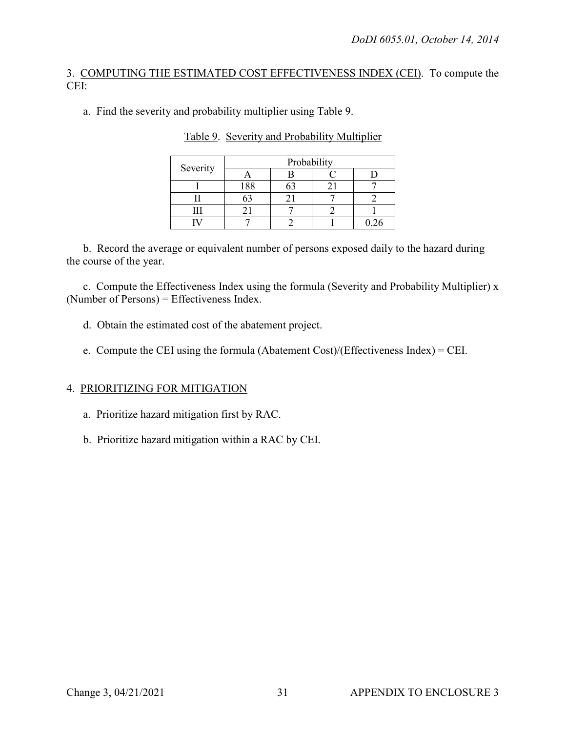3. <u>COMPUTING THE ESTIMATED COST EFFECTIVENESS INDEX (CEI)</u>. To compute the CEI:

a. Find the severity and probability multiplier using Table 9.

<u>Table 9</u>. <u>Severity and Probability Multiplier</u>

| Severity | Probability | | | |
|---|---|---|---|---|
| | A | B | C | D |
| I | 188 | 63 | 21 | 7 |
| II | 63 | 21 | 7 | 2 |
| III | 21 | 7 | 2 | 1 |
| IV | 7 | 2 | 1 | 0.26 |

b. Record the average or equivalent number of persons exposed daily to the hazard during the course of the year.

c. Compute the Effectiveness Index using the formula (Severity and Probability Multiplier) x (Number of Persons) = Effectiveness Index.

d. Obtain the estimated cost of the abatement project.

e. Compute the CEI using the formula (Abatement Cost)/(Effectiveness Index) = CEI.

4. <u>PRIORITIZING FOR MITIGATION</u>

a. Prioritize hazard mitigation first by RAC.

b. Prioritize hazard mitigation within a RAC by CEI.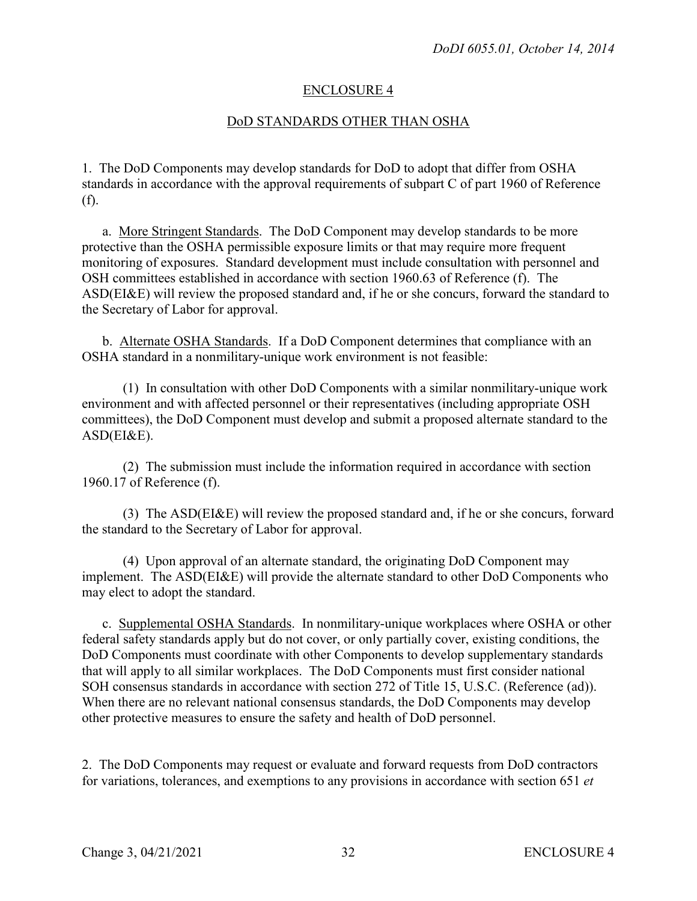## ENCLOSURE 4

## DoD STANDARDS OTHER THAN OSHA

1. The DoD Components may develop standards for DoD to adopt that differ from OSHA standards in accordance with the approval requirements of subpart C of part 1960 of Reference (f).

a. More Stringent Standards. The DoD Component may develop standards to be more protective than the OSHA permissible exposure limits or that may require more frequent monitoring of exposures. Standard development must include consultation with personnel and OSH committees established in accordance with section 1960.63 of Reference (f). The ASD(EI&E) will review the proposed standard and, if he or she concurs, forward the standard to the Secretary of Labor for approval.

b. Alternate OSHA Standards. If a DoD Component determines that compliance with an OSHA standard in a nonmilitary-unique work environment is not feasible:

(1) In consultation with other DoD Components with a similar nonmilitary-unique work environment and with affected personnel or their representatives (including appropriate OSH committees), the DoD Component must develop and submit a proposed alternate standard to the ASD(EI&E).

(2) The submission must include the information required in accordance with section 1960.17 of Reference (f).

(3) The ASD(EI&E) will review the proposed standard and, if he or she concurs, forward the standard to the Secretary of Labor for approval.

(4) Upon approval of an alternate standard, the originating DoD Component may implement. The ASD(EI&E) will provide the alternate standard to other DoD Components who may elect to adopt the standard.

c. Supplemental OSHA Standards. In nonmilitary-unique workplaces where OSHA or other federal safety standards apply but do not cover, or only partially cover, existing conditions, the DoD Components must coordinate with other Components to develop supplementary standards that will apply to all similar workplaces. The DoD Components must first consider national SOH consensus standards in accordance with section 272 of Title 15, U.S.C. (Reference (ad)). When there are no relevant national consensus standards, the DoD Components may develop other protective measures to ensure the safety and health of DoD personnel.

2. The DoD Components may request or evaluate and forward requests from DoD contractors for variations, tolerances, and exemptions to any provisions in accordance with section 651 *et*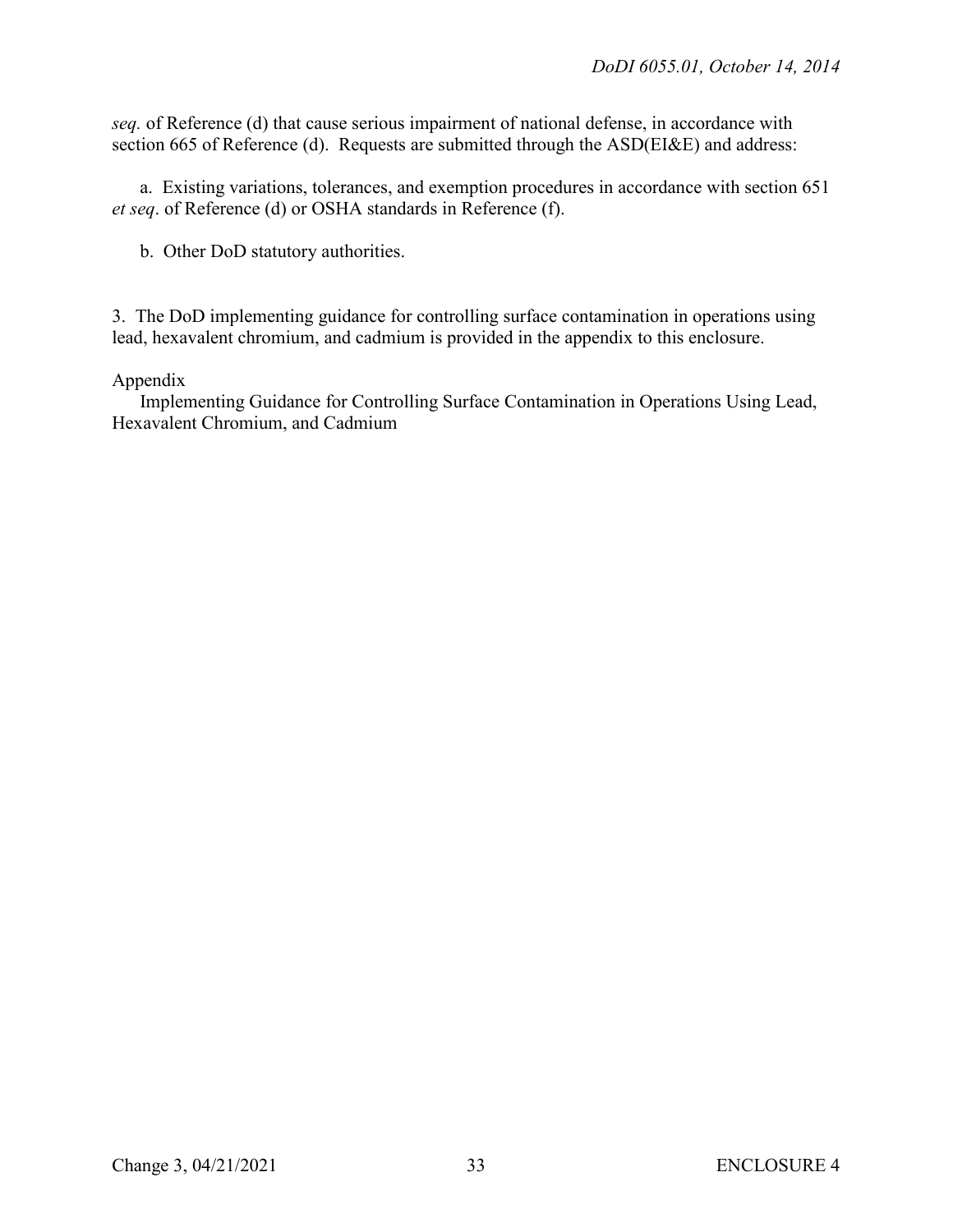*seq.* of Reference (d) that cause serious impairment of national defense, in accordance with section 665 of Reference (d). Requests are submitted through the ASD(EI&E) and address:

a. Existing variations, tolerances, and exemption procedures in accordance with section 651 *et seq*. of Reference (d) or OSHA standards in Reference (f).

b. Other DoD statutory authorities.

3. The DoD implementing guidance for controlling surface contamination in operations using lead, hexavalent chromium, and cadmium is provided in the appendix to this enclosure.

Appendix

Implementing Guidance for Controlling Surface Contamination in Operations Using Lead, Hexavalent Chromium, and Cadmium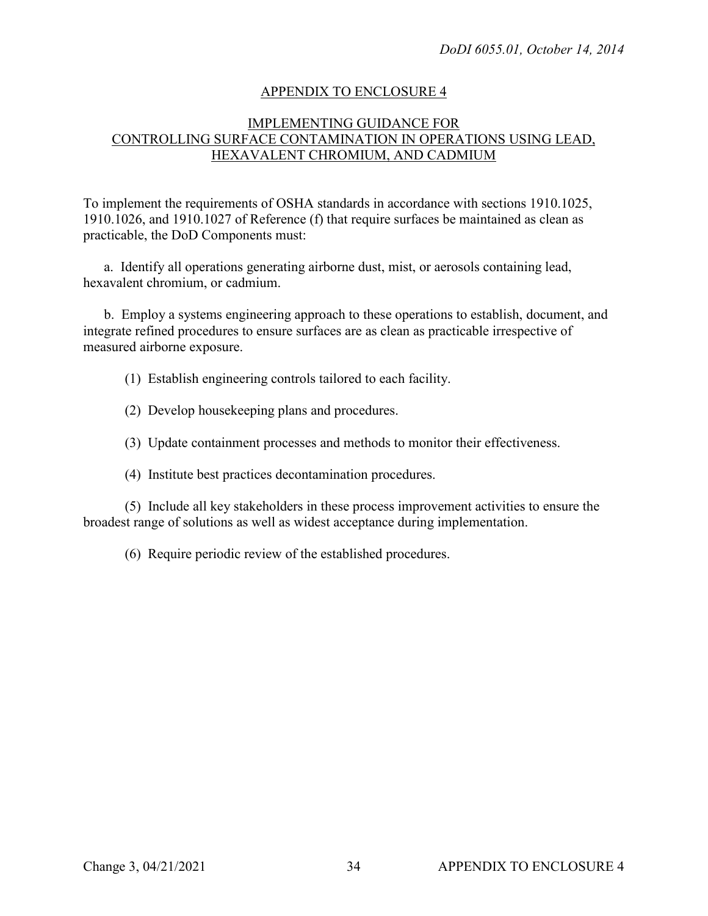## APPENDIX TO ENCLOSURE 4

## IMPLEMENTING GUIDANCE FOR CONTROLLING SURFACE CONTAMINATION IN OPERATIONS USING LEAD, HEXAVALENT CHROMIUM, AND CADMIUM

To implement the requirements of OSHA standards in accordance with sections 1910.1025, 1910.1026, and 1910.1027 of Reference (f) that require surfaces be maintained as clean as practicable, the DoD Components must:

a. Identify all operations generating airborne dust, mist, or aerosols containing lead, hexavalent chromium, or cadmium.

b. Employ a systems engineering approach to these operations to establish, document, and integrate refined procedures to ensure surfaces are as clean as practicable irrespective of measured airborne exposure.

(1) Establish engineering controls tailored to each facility.

(2) Develop housekeeping plans and procedures.

(3) Update containment processes and methods to monitor their effectiveness.

(4) Institute best practices decontamination procedures.

(5) Include all key stakeholders in these process improvement activities to ensure the broadest range of solutions as well as widest acceptance during implementation.

(6) Require periodic review of the established procedures.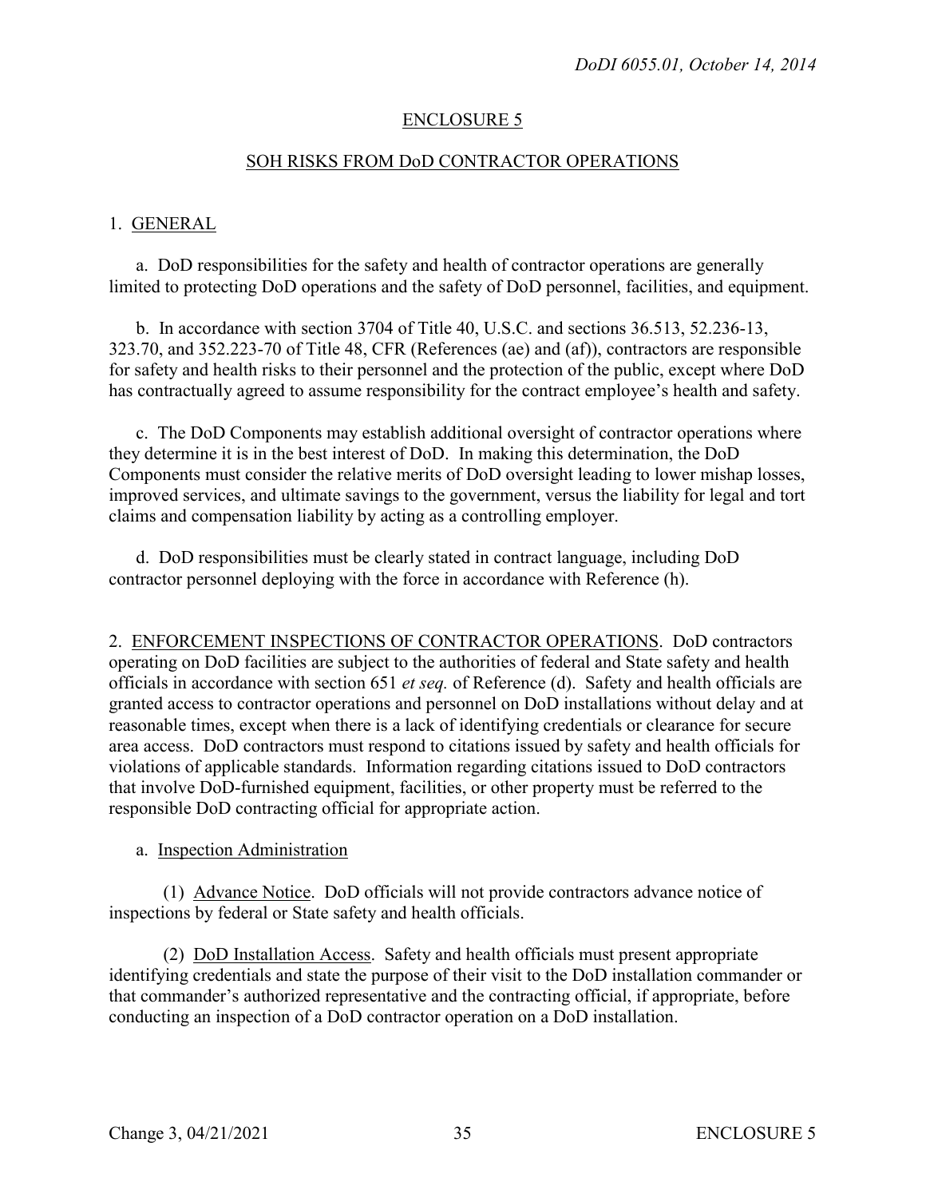## ENCLOSURE 5

## SOH RISKS FROM DoD CONTRACTOR OPERATIONS

1. GENERAL

a. DoD responsibilities for the safety and health of contractor operations are generally limited to protecting DoD operations and the safety of DoD personnel, facilities, and equipment.

b. In accordance with section 3704 of Title 40, U.S.C. and sections 36.513, 52.236-13, 323.70, and 352.223-70 of Title 48, CFR (References (ae) and (af)), contractors are responsible for safety and health risks to their personnel and the protection of the public, except where DoD has contractually agreed to assume responsibility for the contract employee's health and safety.

c. The DoD Components may establish additional oversight of contractor operations where they determine it is in the best interest of DoD. In making this determination, the DoD Components must consider the relative merits of DoD oversight leading to lower mishap losses, improved services, and ultimate savings to the government, versus the liability for legal and tort claims and compensation liability by acting as a controlling employer.

d. DoD responsibilities must be clearly stated in contract language, including DoD contractor personnel deploying with the force in accordance with Reference (h).

2. ENFORCEMENT INSPECTIONS OF CONTRACTOR OPERATIONS. DoD contractors operating on DoD facilities are subject to the authorities of federal and State safety and health officials in accordance with section 651 *et seq.* of Reference (d). Safety and health officials are granted access to contractor operations and personnel on DoD installations without delay and at reasonable times, except when there is a lack of identifying credentials or clearance for secure area access. DoD contractors must respond to citations issued by safety and health officials for violations of applicable standards. Information regarding citations issued to DoD contractors that involve DoD-furnished equipment, facilities, or other property must be referred to the responsible DoD contracting official for appropriate action.

a. Inspection Administration

(1) Advance Notice. DoD officials will not provide contractors advance notice of inspections by federal or State safety and health officials.

(2) DoD Installation Access. Safety and health officials must present appropriate identifying credentials and state the purpose of their visit to the DoD installation commander or that commander's authorized representative and the contracting official, if appropriate, before conducting an inspection of a DoD contractor operation on a DoD installation.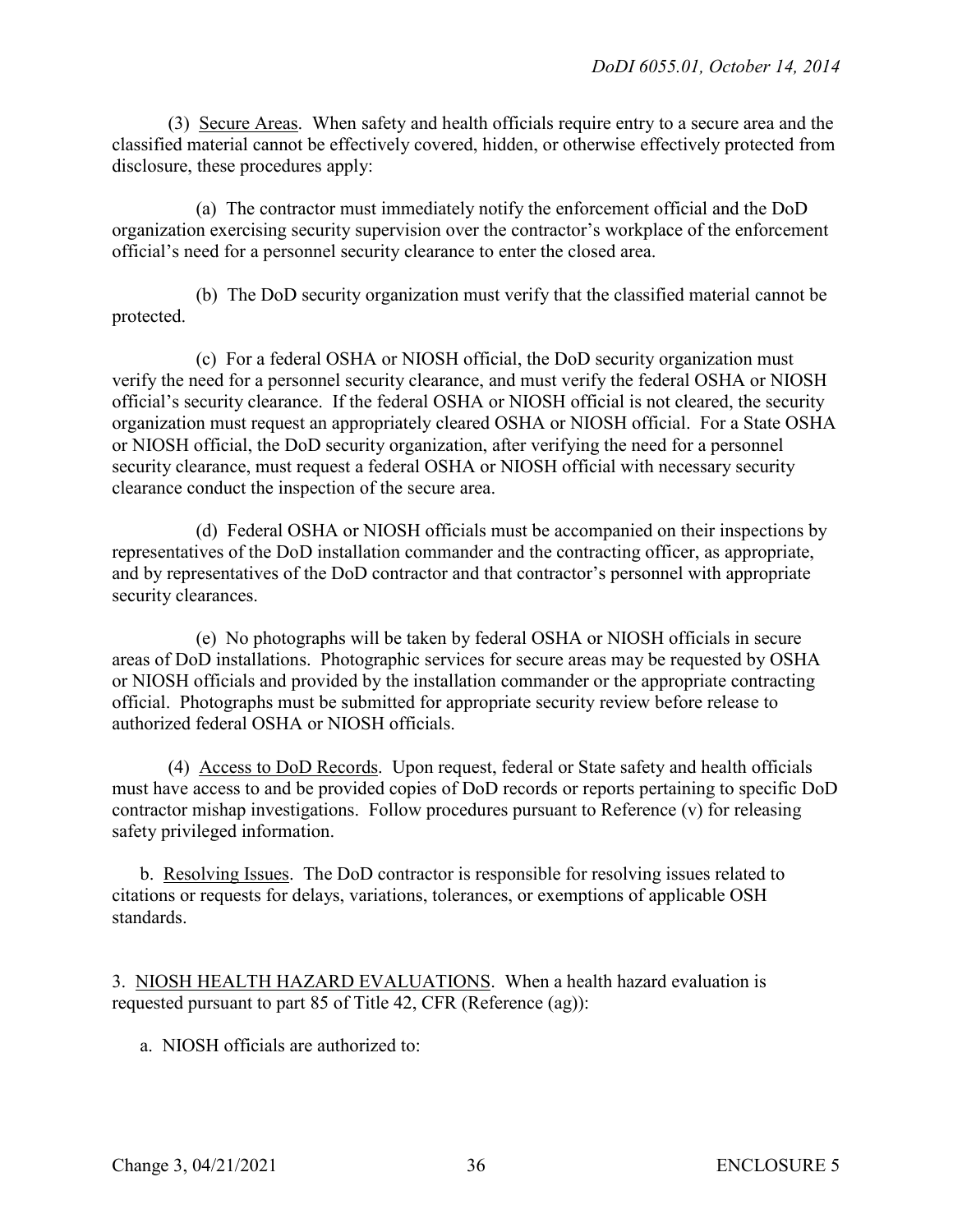(3) Secure Areas. When safety and health officials require entry to a secure area and the classified material cannot be effectively covered, hidden, or otherwise effectively protected from disclosure, these procedures apply:

(a) The contractor must immediately notify the enforcement official and the DoD organization exercising security supervision over the contractor's workplace of the enforcement official's need for a personnel security clearance to enter the closed area.

(b) The DoD security organization must verify that the classified material cannot be protected.

(c) For a federal OSHA or NIOSH official, the DoD security organization must verify the need for a personnel security clearance, and must verify the federal OSHA or NIOSH official's security clearance. If the federal OSHA or NIOSH official is not cleared, the security organization must request an appropriately cleared OSHA or NIOSH official. For a State OSHA or NIOSH official, the DoD security organization, after verifying the need for a personnel security clearance, must request a federal OSHA or NIOSH official with necessary security clearance conduct the inspection of the secure area.

(d) Federal OSHA or NIOSH officials must be accompanied on their inspections by representatives of the DoD installation commander and the contracting officer, as appropriate, and by representatives of the DoD contractor and that contractor's personnel with appropriate security clearances.

(e) No photographs will be taken by federal OSHA or NIOSH officials in secure areas of DoD installations. Photographic services for secure areas may be requested by OSHA or NIOSH officials and provided by the installation commander or the appropriate contracting official. Photographs must be submitted for appropriate security review before release to authorized federal OSHA or NIOSH officials.

(4) Access to DoD Records. Upon request, federal or State safety and health officials must have access to and be provided copies of DoD records or reports pertaining to specific DoD contractor mishap investigations. Follow procedures pursuant to Reference (v) for releasing safety privileged information.

b. Resolving Issues. The DoD contractor is responsible for resolving issues related to citations or requests for delays, variations, tolerances, or exemptions of applicable OSH standards.

3. NIOSH HEALTH HAZARD EVALUATIONS. When a health hazard evaluation is requested pursuant to part 85 of Title 42, CFR (Reference (ag)):

a. NIOSH officials are authorized to: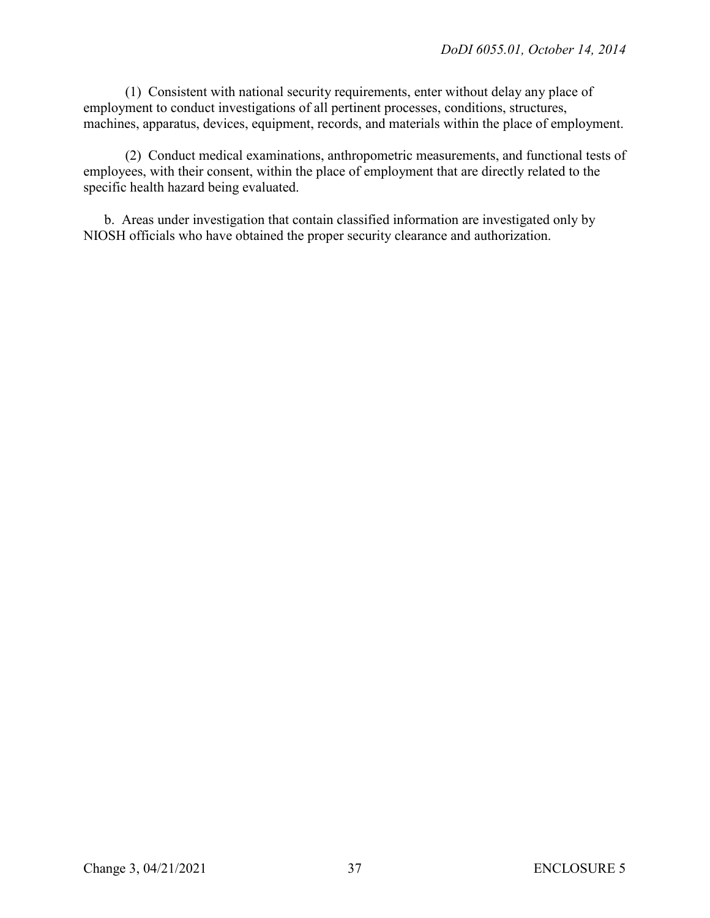(1) Consistent with national security requirements, enter without delay any place of employment to conduct investigations of all pertinent processes, conditions, structures, machines, apparatus, devices, equipment, records, and materials within the place of employment.

(2) Conduct medical examinations, anthropometric measurements, and functional tests of employees, with their consent, within the place of employment that are directly related to the specific health hazard being evaluated.

b. Areas under investigation that contain classified information are investigated only by NIOSH officials who have obtained the proper security clearance and authorization.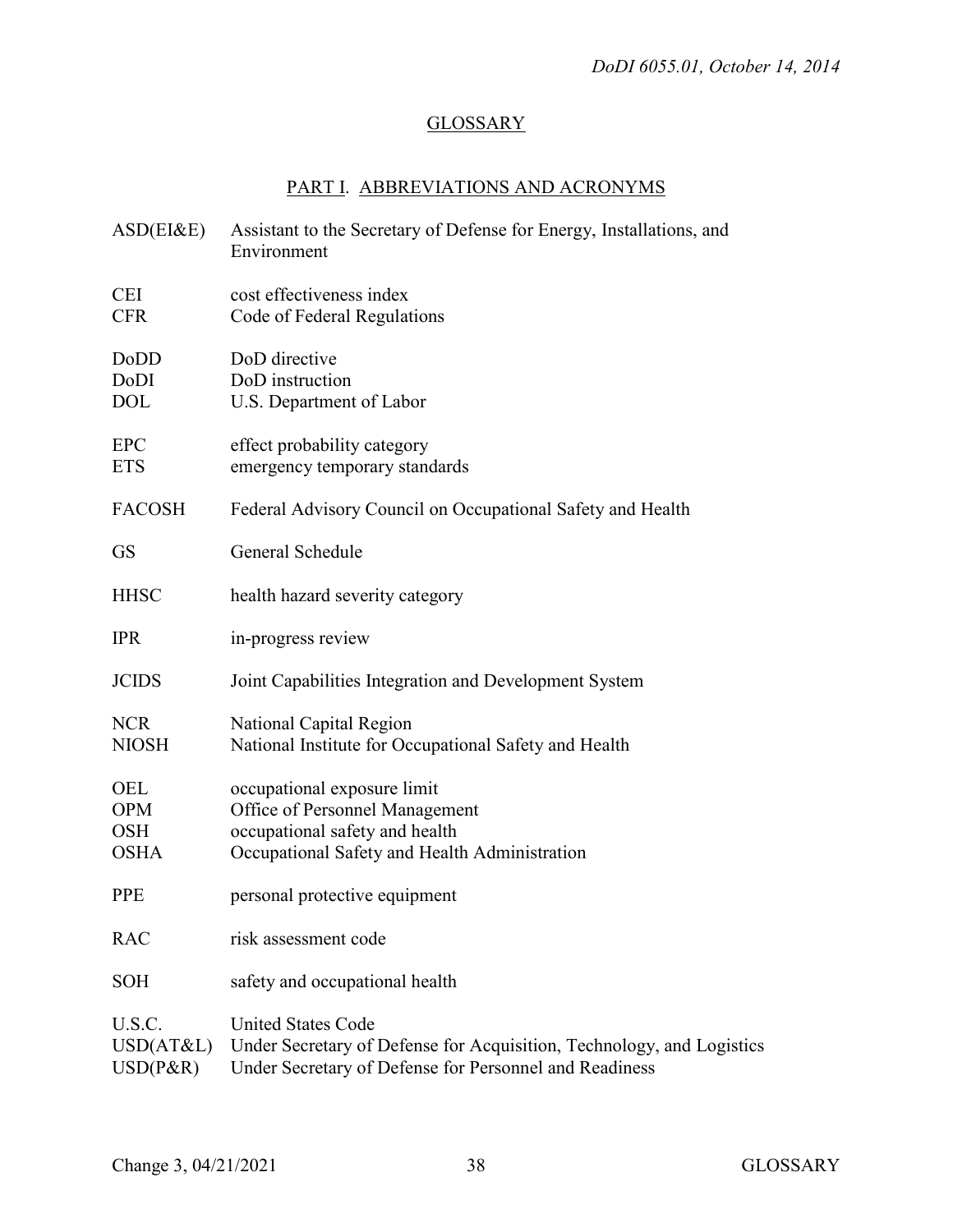## GLOSSARY

### PART I. ABBREVIATIONS AND ACRONYMS

| | |
|---|---|
| ASD(EI&E) | Assistant to the Secretary of Defense for Energy, Installations, and Environment |
| CEI | cost effectiveness index |
| CFR | Code of Federal Regulations |
| DoDD | DoD directive |
| DoDI | DoD instruction |
| DOL | U.S. Department of Labor |
| EPC | effect probability category |
| ETS | emergency temporary standards |
| FACOSH | Federal Advisory Council on Occupational Safety and Health |
| GS | General Schedule |
| HHSC | health hazard severity category |
| IPR | in-progress review |
| JCIDS | Joint Capabilities Integration and Development System |
| NCR | National Capital Region |
| NIOSH | National Institute for Occupational Safety and Health |
| OEL | occupational exposure limit |
| OPM | Office of Personnel Management |
| OSH | occupational safety and health |
| OSHA | Occupational Safety and Health Administration |
| PPE | personal protective equipment |
| RAC | risk assessment code |
| SOH | safety and occupational health |
| U.S.C. | United States Code |
| USD(AT&L) | Under Secretary of Defense for Acquisition, Technology, and Logistics |
| USD(P&R) | Under Secretary of Defense for Personnel and Readiness |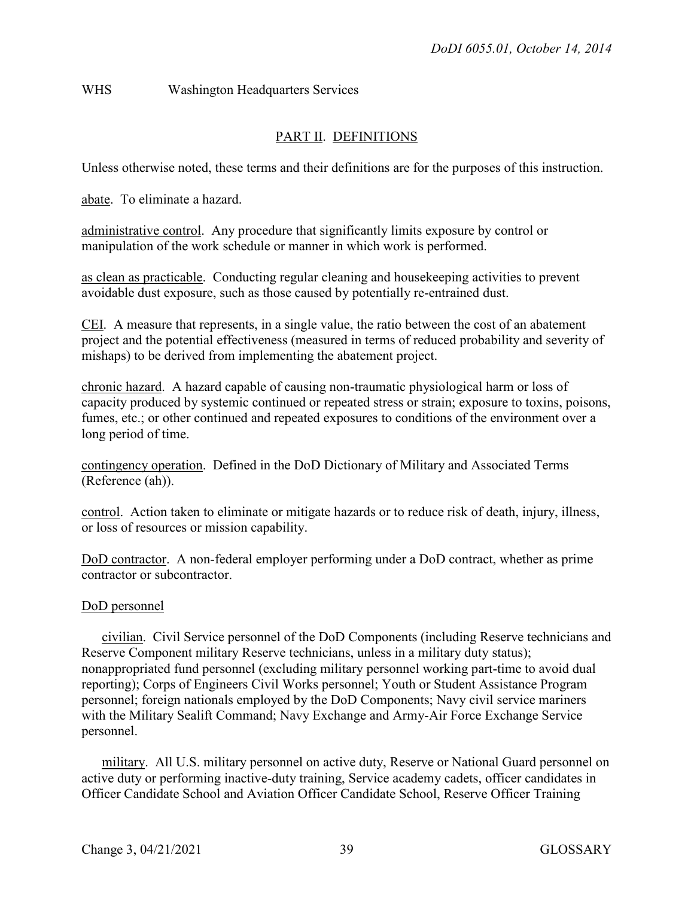WHS	Washington Headquarters Services

## PART II. DEFINITIONS

Unless otherwise noted, these terms and their definitions are for the purposes of this instruction.

abate. To eliminate a hazard.

administrative control. Any procedure that significantly limits exposure by control or manipulation of the work schedule or manner in which work is performed.

as clean as practicable. Conducting regular cleaning and housekeeping activities to prevent avoidable dust exposure, such as those caused by potentially re-entrained dust.

CEI. A measure that represents, in a single value, the ratio between the cost of an abatement project and the potential effectiveness (measured in terms of reduced probability and severity of mishaps) to be derived from implementing the abatement project.

chronic hazard. A hazard capable of causing non-traumatic physiological harm or loss of capacity produced by systemic continued or repeated stress or strain; exposure to toxins, poisons, fumes, etc.; or other continued and repeated exposures to conditions of the environment over a long period of time.

contingency operation. Defined in the DoD Dictionary of Military and Associated Terms (Reference (ah)).

control. Action taken to eliminate or mitigate hazards or to reduce risk of death, injury, illness, or loss of resources or mission capability.

DoD contractor. A non-federal employer performing under a DoD contract, whether as prime contractor or subcontractor.

DoD personnel

civilian. Civil Service personnel of the DoD Components (including Reserve technicians and Reserve Component military Reserve technicians, unless in a military duty status); nonappropriated fund personnel (excluding military personnel working part-time to avoid dual reporting); Corps of Engineers Civil Works personnel; Youth or Student Assistance Program personnel; foreign nationals employed by the DoD Components; Navy civil service mariners with the Military Sealift Command; Navy Exchange and Army-Air Force Exchange Service personnel.

military. All U.S. military personnel on active duty, Reserve or National Guard personnel on active duty or performing inactive-duty training, Service academy cadets, officer candidates in Officer Candidate School and Aviation Officer Candidate School, Reserve Officer Training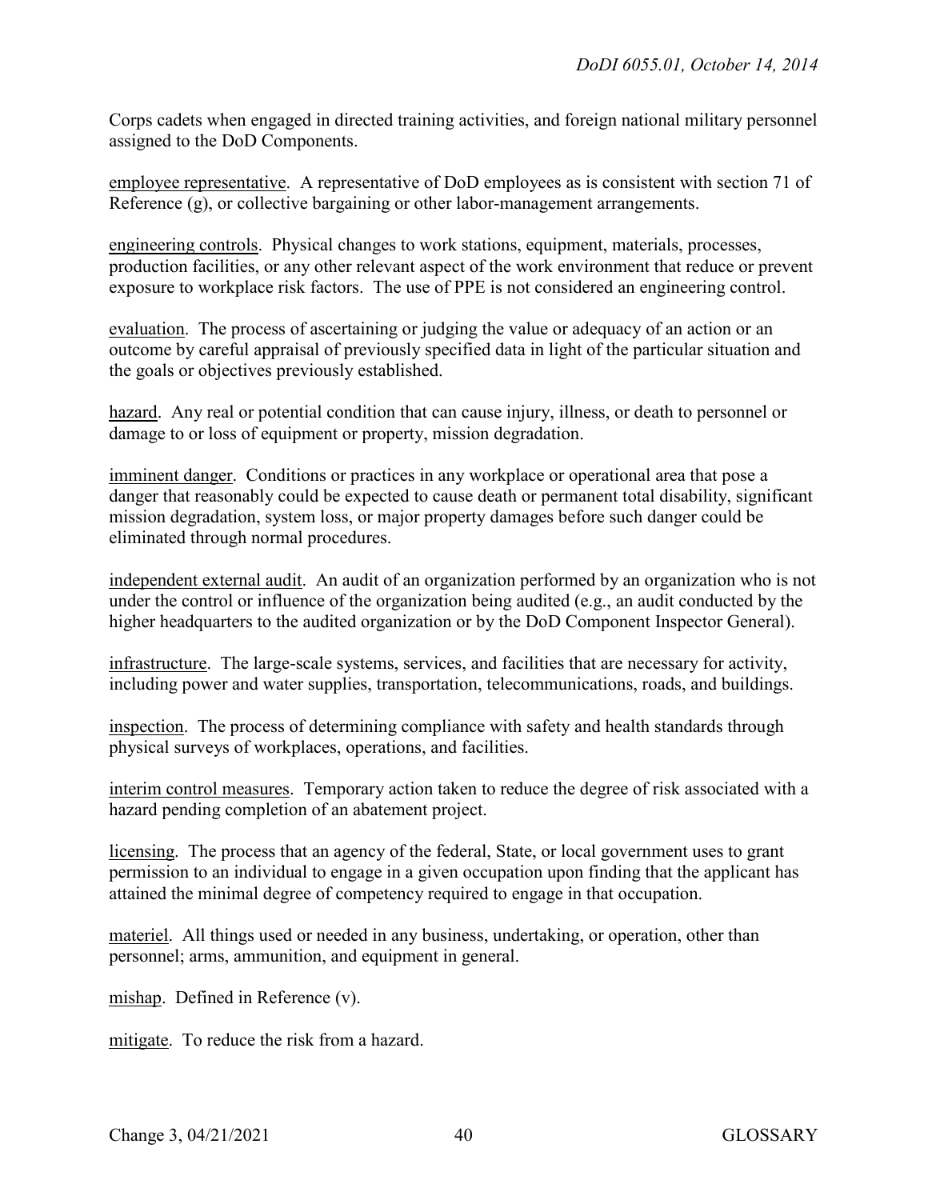Corps cadets when engaged in directed training activities, and foreign national military personnel assigned to the DoD Components.

employee representative. A representative of DoD employees as is consistent with section 71 of Reference (g), or collective bargaining or other labor-management arrangements.

engineering controls. Physical changes to work stations, equipment, materials, processes, production facilities, or any other relevant aspect of the work environment that reduce or prevent exposure to workplace risk factors. The use of PPE is not considered an engineering control.

evaluation. The process of ascertaining or judging the value or adequacy of an action or an outcome by careful appraisal of previously specified data in light of the particular situation and the goals or objectives previously established.

hazard. Any real or potential condition that can cause injury, illness, or death to personnel or damage to or loss of equipment or property, mission degradation.

imminent danger. Conditions or practices in any workplace or operational area that pose a danger that reasonably could be expected to cause death or permanent total disability, significant mission degradation, system loss, or major property damages before such danger could be eliminated through normal procedures.

independent external audit. An audit of an organization performed by an organization who is not under the control or influence of the organization being audited (e.g., an audit conducted by the higher headquarters to the audited organization or by the DoD Component Inspector General).

infrastructure. The large-scale systems, services, and facilities that are necessary for activity, including power and water supplies, transportation, telecommunications, roads, and buildings.

inspection. The process of determining compliance with safety and health standards through physical surveys of workplaces, operations, and facilities.

interim control measures. Temporary action taken to reduce the degree of risk associated with a hazard pending completion of an abatement project.

licensing. The process that an agency of the federal, State, or local government uses to grant permission to an individual to engage in a given occupation upon finding that the applicant has attained the minimal degree of competency required to engage in that occupation.

materiel. All things used or needed in any business, undertaking, or operation, other than personnel; arms, ammunition, and equipment in general.

mishap. Defined in Reference (v).

mitigate. To reduce the risk from a hazard.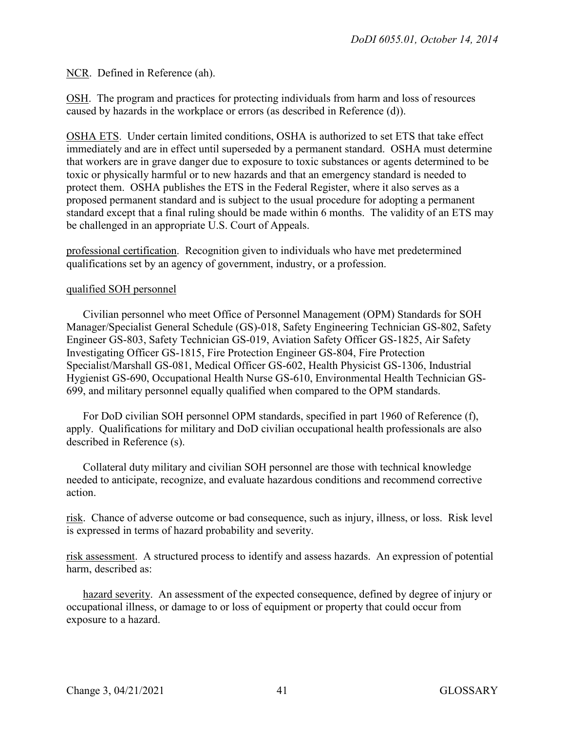NCR. Defined in Reference (ah).

OSH. The program and practices for protecting individuals from harm and loss of resources caused by hazards in the workplace or errors (as described in Reference (d)).

OSHA ETS. Under certain limited conditions, OSHA is authorized to set ETS that take effect immediately and are in effect until superseded by a permanent standard. OSHA must determine that workers are in grave danger due to exposure to toxic substances or agents determined to be toxic or physically harmful or to new hazards and that an emergency standard is needed to protect them. OSHA publishes the ETS in the Federal Register, where it also serves as a proposed permanent standard and is subject to the usual procedure for adopting a permanent standard except that a final ruling should be made within 6 months. The validity of an ETS may be challenged in an appropriate U.S. Court of Appeals.

professional certification. Recognition given to individuals who have met predetermined qualifications set by an agency of government, industry, or a profession.

qualified SOH personnel

Civilian personnel who meet Office of Personnel Management (OPM) Standards for SOH Manager/Specialist General Schedule (GS)-018, Safety Engineering Technician GS-802, Safety Engineer GS-803, Safety Technician GS-019, Aviation Safety Officer GS-1825, Air Safety Investigating Officer GS-1815, Fire Protection Engineer GS-804, Fire Protection Specialist/Marshall GS-081, Medical Officer GS-602, Health Physicist GS-1306, Industrial Hygienist GS-690, Occupational Health Nurse GS-610, Environmental Health Technician GS-699, and military personnel equally qualified when compared to the OPM standards.

For DoD civilian SOH personnel OPM standards, specified in part 1960 of Reference (f), apply. Qualifications for military and DoD civilian occupational health professionals are also described in Reference (s).

Collateral duty military and civilian SOH personnel are those with technical knowledge needed to anticipate, recognize, and evaluate hazardous conditions and recommend corrective action.

risk. Chance of adverse outcome or bad consequence, such as injury, illness, or loss. Risk level is expressed in terms of hazard probability and severity.

risk assessment. A structured process to identify and assess hazards. An expression of potential harm, described as:

hazard severity. An assessment of the expected consequence, defined by degree of injury or occupational illness, or damage to or loss of equipment or property that could occur from exposure to a hazard.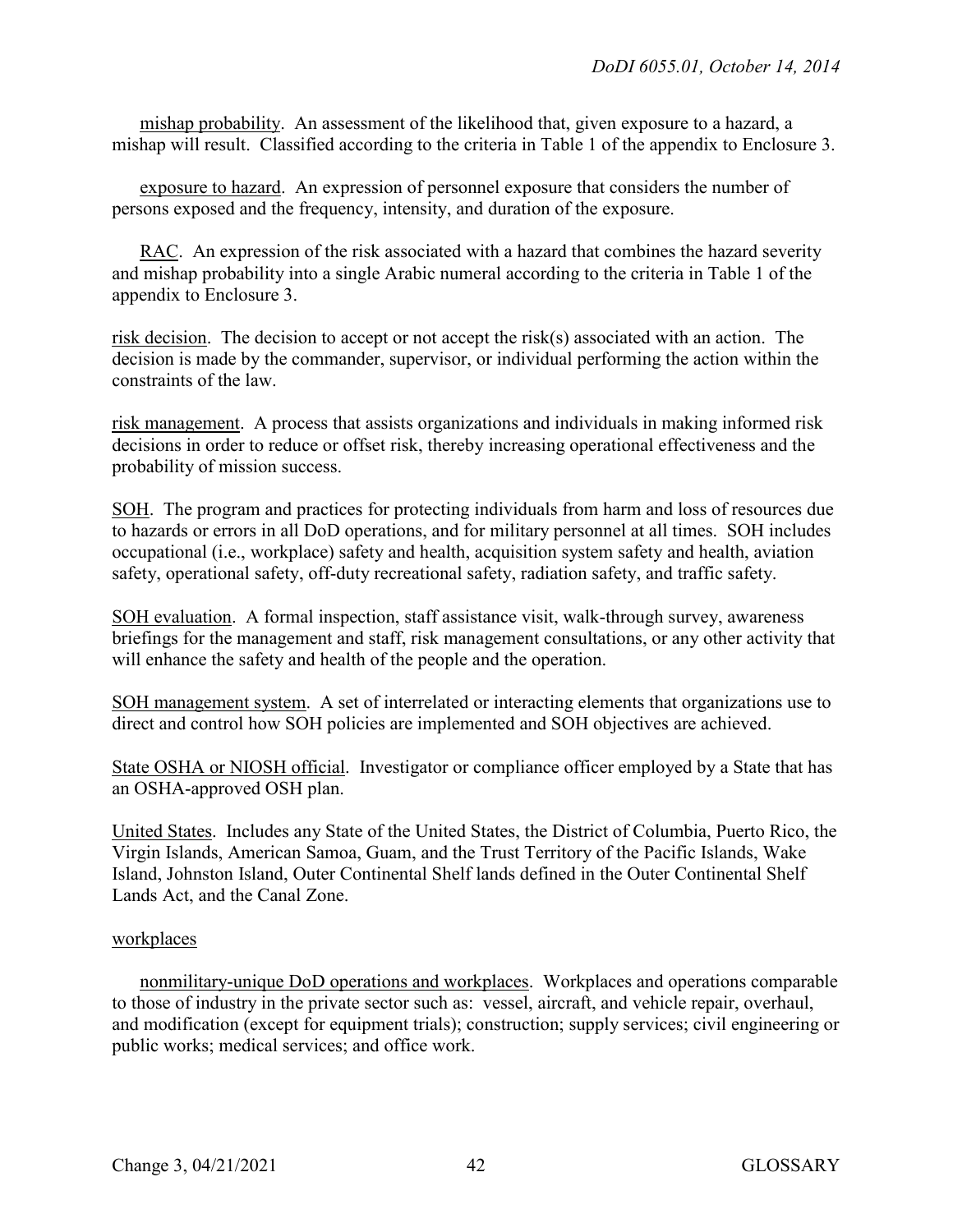mishap probability. An assessment of the likelihood that, given exposure to a hazard, a mishap will result. Classified according to the criteria in Table 1 of the appendix to Enclosure 3.

exposure to hazard. An expression of personnel exposure that considers the number of persons exposed and the frequency, intensity, and duration of the exposure.

RAC. An expression of the risk associated with a hazard that combines the hazard severity and mishap probability into a single Arabic numeral according to the criteria in Table 1 of the appendix to Enclosure 3.

risk decision. The decision to accept or not accept the risk(s) associated with an action. The decision is made by the commander, supervisor, or individual performing the action within the constraints of the law.

risk management. A process that assists organizations and individuals in making informed risk decisions in order to reduce or offset risk, thereby increasing operational effectiveness and the probability of mission success.

SOH. The program and practices for protecting individuals from harm and loss of resources due to hazards or errors in all DoD operations, and for military personnel at all times. SOH includes occupational (i.e., workplace) safety and health, acquisition system safety and health, aviation safety, operational safety, off-duty recreational safety, radiation safety, and traffic safety.

SOH evaluation. A formal inspection, staff assistance visit, walk-through survey, awareness briefings for the management and staff, risk management consultations, or any other activity that will enhance the safety and health of the people and the operation.

SOH management system. A set of interrelated or interacting elements that organizations use to direct and control how SOH policies are implemented and SOH objectives are achieved.

State OSHA or NIOSH official. Investigator or compliance officer employed by a State that has an OSHA-approved OSH plan.

United States. Includes any State of the United States, the District of Columbia, Puerto Rico, the Virgin Islands, American Samoa, Guam, and the Trust Territory of the Pacific Islands, Wake Island, Johnston Island, Outer Continental Shelf lands defined in the Outer Continental Shelf Lands Act, and the Canal Zone.

workplaces

nonmilitary-unique DoD operations and workplaces. Workplaces and operations comparable to those of industry in the private sector such as: vessel, aircraft, and vehicle repair, overhaul, and modification (except for equipment trials); construction; supply services; civil engineering or public works; medical services; and office work.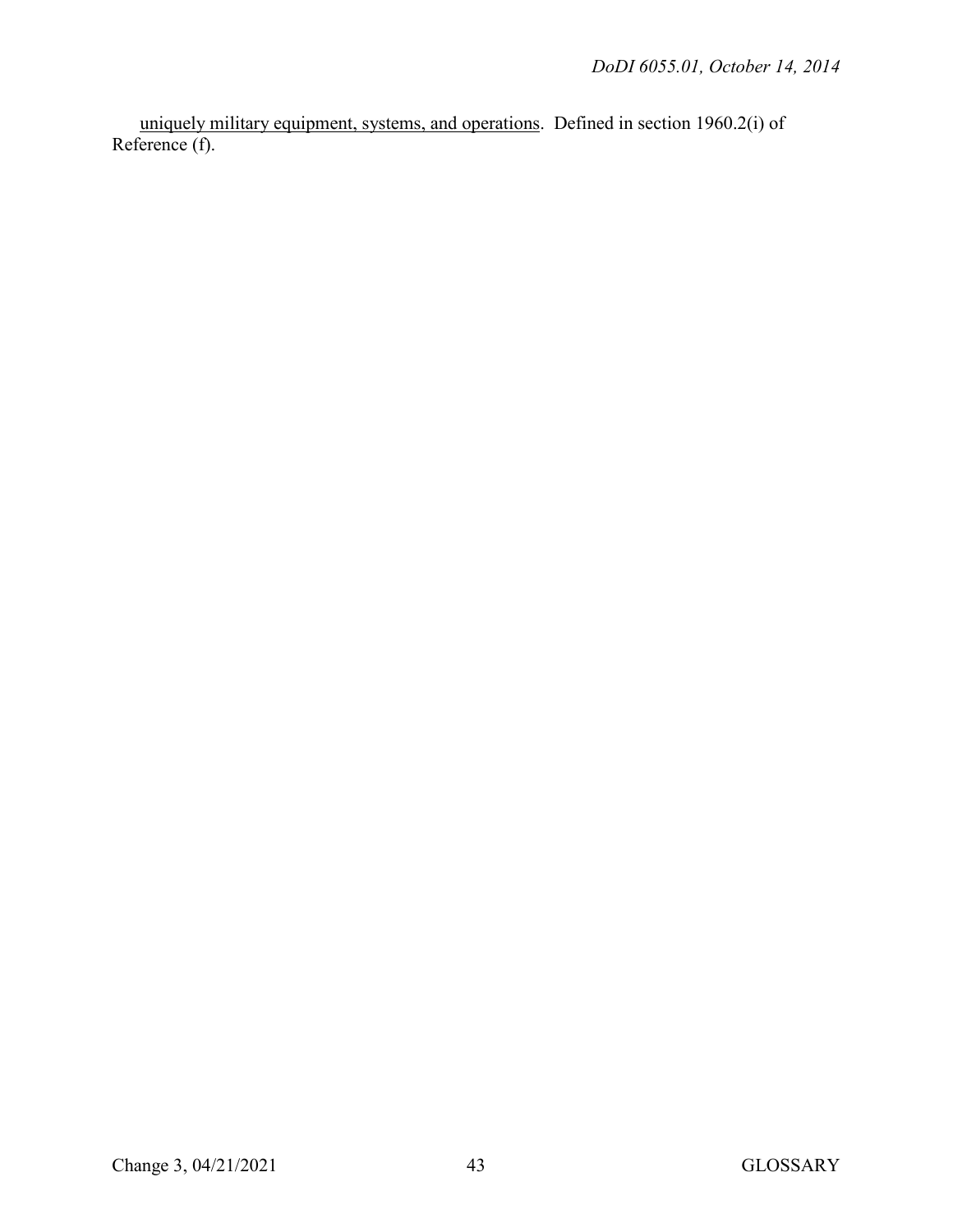uniquely military equipment, systems, and operations. Defined in section 1960.2(i) of Reference (f).